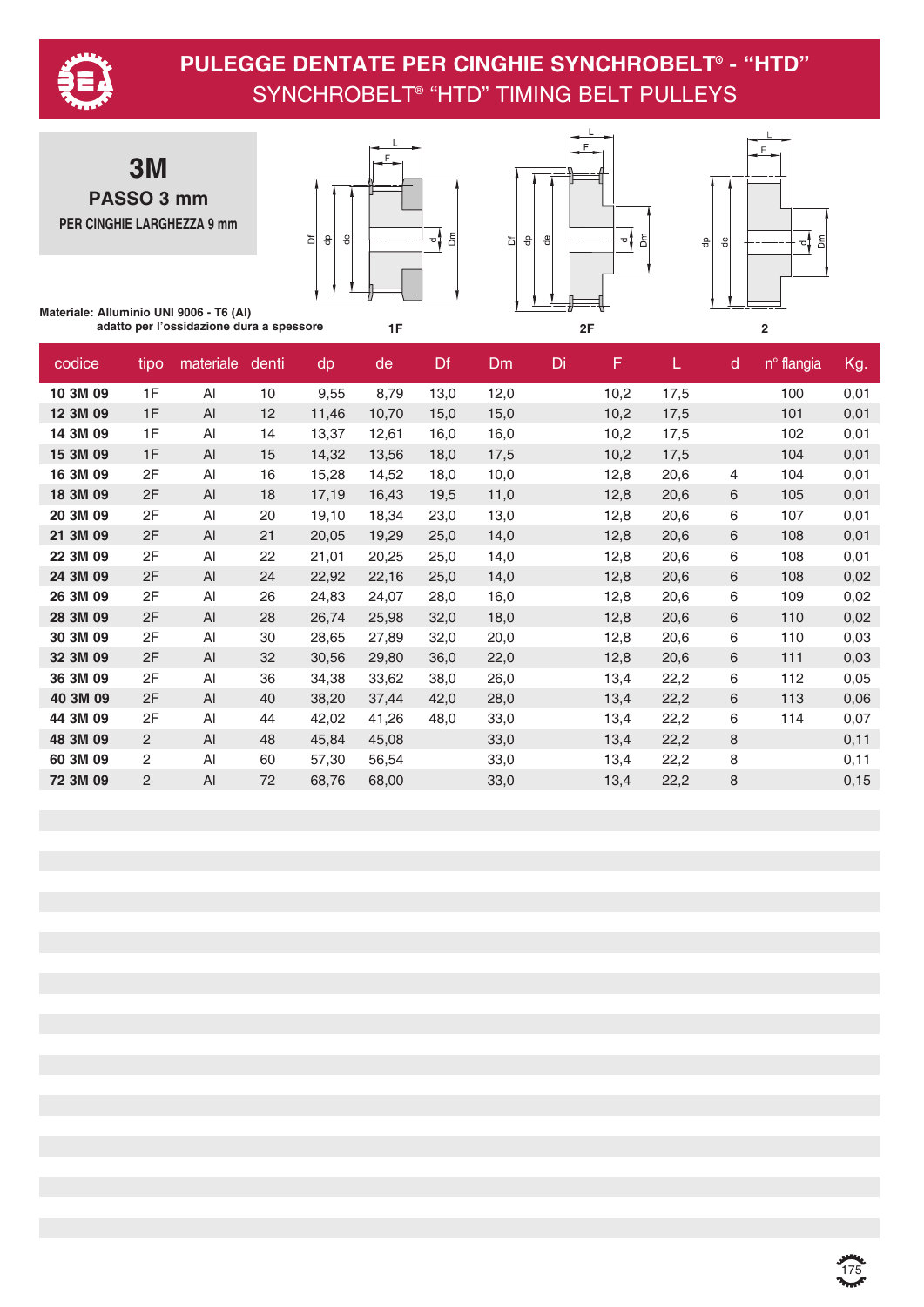# PULEGGE DENTATE PER CINGHIE SYNCHROBELT® - "HTD"

## SYNCHROBELT® "HTD" TIMING BELT PULLEYS

### 3M

**PASSO 3 mm**

**PER CINGHIE LARGHEZZA 9 mm**

**Materiale: Alluminio UNI 9006 - T6 (Al)**
**adatto per l'ossidazione dura a spessore**

1F 2F 2

| codice | tipo | materiale | denti | dp | de | Df | Dm | Di | F | L | d | n° flangia | Kg. |
|---|---|---|---|---|---|---|---|---|---|---|---|---|---|
| **10 3M 09** | 1F | Al | 10 | 9,55 | 8,79 | 13,0 | 12,0 | | 10,2 | 17,5 | | 100 | 0,01 |
| **12 3M 09** | 1F | Al | 12 | 11,46 | 10,70 | 15,0 | 15,0 | | 10,2 | 17,5 | | 101 | 0,01 |
| **14 3M 09** | 1F | Al | 14 | 13,37 | 12,61 | 16,0 | 16,0 | | 10,2 | 17,5 | | 102 | 0,01 |
| **15 3M 09** | 1F | Al | 15 | 14,32 | 13,56 | 18,0 | 17,5 | | 10,2 | 17,5 | | 104 | 0,01 |
| **16 3M 09** | 2F | Al | 16 | 15,28 | 14,52 | 18,0 | 10,0 | | 12,8 | 20,6 | 4 | 104 | 0,01 |
| **18 3M 09** | 2F | Al | 18 | 17,19 | 16,43 | 19,5 | 11,0 | | 12,8 | 20,6 | 6 | 105 | 0,01 |
| **20 3M 09** | 2F | Al | 20 | 19,10 | 18,34 | 23,0 | 13,0 | | 12,8 | 20,6 | 6 | 107 | 0,01 |
| **21 3M 09** | 2F | Al | 21 | 20,05 | 19,29 | 25,0 | 14,0 | | 12,8 | 20,6 | 6 | 108 | 0,01 |
| **22 3M 09** | 2F | Al | 22 | 21,01 | 20,25 | 25,0 | 14,0 | | 12,8 | 20,6 | 6 | 108 | 0,01 |
| **24 3M 09** | 2F | Al | 24 | 22,92 | 22,16 | 25,0 | 14,0 | | 12,8 | 20,6 | 6 | 108 | 0,02 |
| **26 3M 09** | 2F | Al | 26 | 24,83 | 24,07 | 28,0 | 16,0 | | 12,8 | 20,6 | 6 | 109 | 0,02 |
| **28 3M 09** | 2F | Al | 28 | 26,74 | 25,98 | 32,0 | 18,0 | | 12,8 | 20,6 | 6 | 110 | 0,02 |
| **30 3M 09** | 2F | Al | 30 | 28,65 | 27,89 | 32,0 | 20,0 | | 12,8 | 20,6 | 6 | 110 | 0,03 |
| **32 3M 09** | 2F | Al | 32 | 30,56 | 29,80 | 36,0 | 22,0 | | 12,8 | 20,6 | 6 | 111 | 0,03 |
| **36 3M 09** | 2F | Al | 36 | 34,38 | 33,62 | 38,0 | 26,0 | | 13,4 | 22,2 | 6 | 112 | 0,05 |
| **40 3M 09** | 2F | Al | 40 | 38,20 | 37,44 | 42,0 | 28,0 | | 13,4 | 22,2 | 6 | 113 | 0,06 |
| **44 3M 09** | 2F | Al | 44 | 42,02 | 41,26 | 48,0 | 33,0 | | 13,4 | 22,2 | 6 | 114 | 0,07 |
| **48 3M 09** | 2 | Al | 48 | 45,84 | 45,08 | | 33,0 | | 13,4 | 22,2 | 8 | | 0,11 |
| **60 3M 09** | 2 | Al | 60 | 57,30 | 56,54 | | 33,0 | | 13,4 | 22,2 | 8 | | 0,11 |
| **72 3M 09** | 2 | Al | 72 | 68,76 | 68,00 | | 33,0 | | 13,4 | 22,2 | 8 | | 0,15 |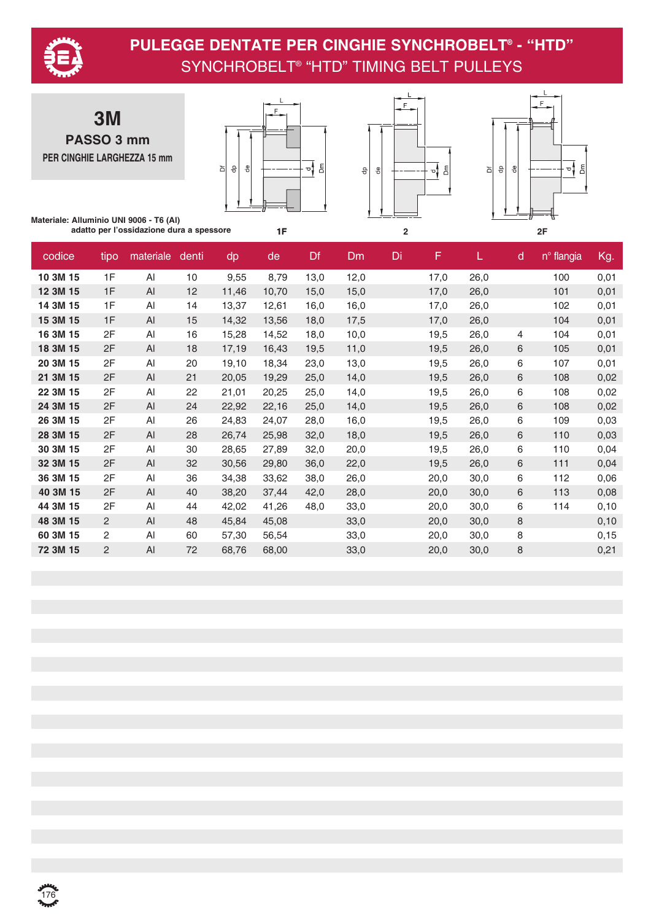# PULEGGE DENTATE PER CINGHIE SYNCHROBELT® - "HTD"

## SYNCHROBELT® "HTD" TIMING BELT PULLEYS

### 3M

**PASSO 3 mm**

**PER CINGHIE LARGHEZZA 15 mm**

**Materiale: Alluminio UNI 9006 - T6 (Al)**
**adatto per l'ossidazione dura a spessore**

1F　　2　　2F

| codice | tipo | materiale | denti | dp | de | Df | Dm | Di | F | L | d | n° flangia | Kg. |
|---|---|---|---|---|---|---|---|---|---|---|---|---|---|
| **10 3M 15** | 1F | Al | 10 | 9,55 | 8,79 | 13,0 | 12,0 | | 17,0 | 26,0 | | 100 | 0,01 |
| **12 3M 15** | 1F | Al | 12 | 11,46 | 10,70 | 15,0 | 15,0 | | 17,0 | 26,0 | | 101 | 0,01 |
| **14 3M 15** | 1F | Al | 14 | 13,37 | 12,61 | 16,0 | 16,0 | | 17,0 | 26,0 | | 102 | 0,01 |
| **15 3M 15** | 1F | Al | 15 | 14,32 | 13,56 | 18,0 | 17,5 | | 17,0 | 26,0 | | 104 | 0,01 |
| **16 3M 15** | 2F | Al | 16 | 15,28 | 14,52 | 18,0 | 10,0 | | 19,5 | 26,0 | 4 | 104 | 0,01 |
| **18 3M 15** | 2F | Al | 18 | 17,19 | 16,43 | 19,5 | 11,0 | | 19,5 | 26,0 | 6 | 105 | 0,01 |
| **20 3M 15** | 2F | Al | 20 | 19,10 | 18,34 | 23,0 | 13,0 | | 19,5 | 26,0 | 6 | 107 | 0,01 |
| **21 3M 15** | 2F | Al | 21 | 20,05 | 19,29 | 25,0 | 14,0 | | 19,5 | 26,0 | 6 | 108 | 0,02 |
| **22 3M 15** | 2F | Al | 22 | 21,01 | 20,25 | 25,0 | 14,0 | | 19,5 | 26,0 | 6 | 108 | 0,02 |
| **24 3M 15** | 2F | Al | 24 | 22,92 | 22,16 | 25,0 | 14,0 | | 19,5 | 26,0 | 6 | 108 | 0,02 |
| **26 3M 15** | 2F | Al | 26 | 24,83 | 24,07 | 28,0 | 16,0 | | 19,5 | 26,0 | 6 | 109 | 0,03 |
| **28 3M 15** | 2F | Al | 28 | 26,74 | 25,98 | 32,0 | 18,0 | | 19,5 | 26,0 | 6 | 110 | 0,03 |
| **30 3M 15** | 2F | Al | 30 | 28,65 | 27,89 | 32,0 | 20,0 | | 19,5 | 26,0 | 6 | 110 | 0,04 |
| **32 3M 15** | 2F | Al | 32 | 30,56 | 29,80 | 36,0 | 22,0 | | 19,5 | 26,0 | 6 | 111 | 0,04 |
| **36 3M 15** | 2F | Al | 36 | 34,38 | 33,62 | 38,0 | 26,0 | | 20,0 | 30,0 | 6 | 112 | 0,06 |
| **40 3M 15** | 2F | Al | 40 | 38,20 | 37,44 | 42,0 | 28,0 | | 20,0 | 30,0 | 6 | 113 | 0,08 |
| **44 3M 15** | 2F | Al | 44 | 42,02 | 41,26 | 48,0 | 33,0 | | 20,0 | 30,0 | 6 | 114 | 0,10 |
| **48 3M 15** | 2 | Al | 48 | 45,84 | 45,08 | | 33,0 | | 20,0 | 30,0 | 8 | | 0,10 |
| **60 3M 15** | 2 | Al | 60 | 57,30 | 56,54 | | 33,0 | | 20,0 | 30,0 | 8 | | 0,15 |
| **72 3M 15** | 2 | Al | 72 | 68,76 | 68,00 | | 33,0 | | 20,0 | 30,0 | 8 | | 0,21 |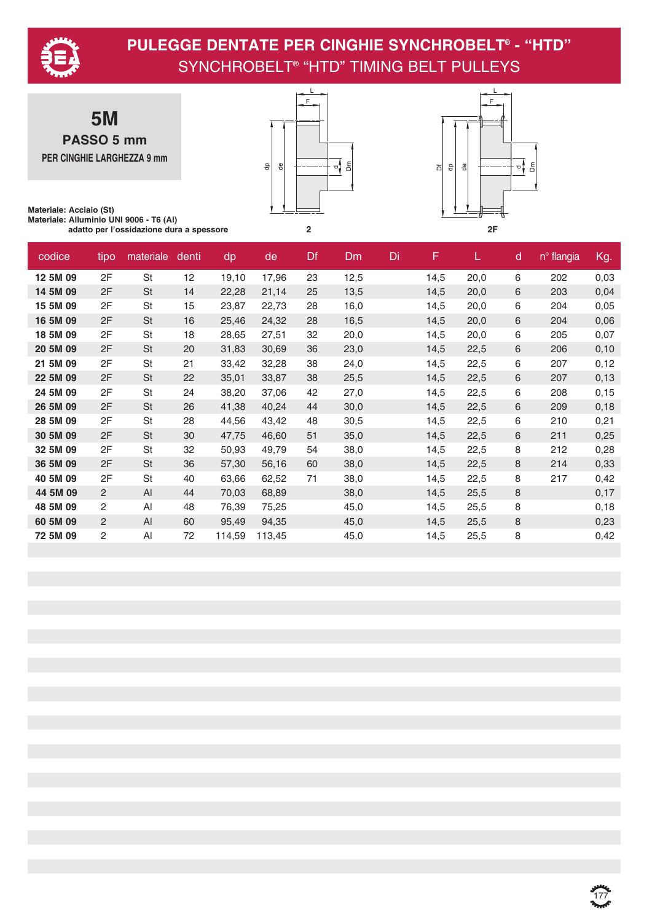# PULEGGE DENTATE PER CINGHIE SYNCHROBELT® - "HTD"

## SYNCHROBELT® "HTD" TIMING BELT PULLEYS

### 5M

**PASSO 5 mm**

**PER CINGHIE LARGHEZZA 9 mm**

**Materiale: Acciaio (St)**
**Materiale: Alluminio UNI 9006 - T6 (Al)**
**adatto per l'ossidazione dura a spessore**

2 2F

| codice | tipo | materiale | denti | dp | de | Df | Dm | Di | F | L | d | n° flangia | Kg. |
|---|---|---|---|---|---|---|---|---|---|---|---|---|---|
| **12 5M 09** | 2F | St | 12 | 19,10 | 17,96 | 23 | 12,5 | | 14,5 | 20,0 | 6 | 202 | 0,03 |
| **14 5M 09** | 2F | St | 14 | 22,28 | 21,14 | 25 | 13,5 | | 14,5 | 20,0 | 6 | 203 | 0,04 |
| **15 5M 09** | 2F | St | 15 | 23,87 | 22,73 | 28 | 16,0 | | 14,5 | 20,0 | 6 | 204 | 0,05 |
| **16 5M 09** | 2F | St | 16 | 25,46 | 24,32 | 28 | 16,5 | | 14,5 | 20,0 | 6 | 204 | 0,06 |
| **18 5M 09** | 2F | St | 18 | 28,65 | 27,51 | 32 | 20,0 | | 14,5 | 20,0 | 6 | 205 | 0,07 |
| **20 5M 09** | 2F | St | 20 | 31,83 | 30,69 | 36 | 23,0 | | 14,5 | 22,5 | 6 | 206 | 0,10 |
| **21 5M 09** | 2F | St | 21 | 33,42 | 32,28 | 38 | 24,0 | | 14,5 | 22,5 | 6 | 207 | 0,12 |
| **22 5M 09** | 2F | St | 22 | 35,01 | 33,87 | 38 | 25,5 | | 14,5 | 22,5 | 6 | 207 | 0,13 |
| **24 5M 09** | 2F | St | 24 | 38,20 | 37,06 | 42 | 27,0 | | 14,5 | 22,5 | 6 | 208 | 0,15 |
| **26 5M 09** | 2F | St | 26 | 41,38 | 40,24 | 44 | 30,0 | | 14,5 | 22,5 | 6 | 209 | 0,18 |
| **28 5M 09** | 2F | St | 28 | 44,56 | 43,42 | 48 | 30,5 | | 14,5 | 22,5 | 6 | 210 | 0,21 |
| **30 5M 09** | 2F | St | 30 | 47,75 | 46,60 | 51 | 35,0 | | 14,5 | 22,5 | 6 | 211 | 0,25 |
| **32 5M 09** | 2F | St | 32 | 50,93 | 49,79 | 54 | 38,0 | | 14,5 | 22,5 | 8 | 212 | 0,28 |
| **36 5M 09** | 2F | St | 36 | 57,30 | 56,16 | 60 | 38,0 | | 14,5 | 22,5 | 8 | 214 | 0,33 |
| **40 5M 09** | 2F | St | 40 | 63,66 | 62,52 | 71 | 38,0 | | 14,5 | 22,5 | 8 | 217 | 0,42 |
| **44 5M 09** | 2 | Al | 44 | 70,03 | 68,89 | | 38,0 | | 14,5 | 25,5 | 8 | | 0,17 |
| **48 5M 09** | 2 | Al | 48 | 76,39 | 75,25 | | 45,0 | | 14,5 | 25,5 | 8 | | 0,18 |
| **60 5M 09** | 2 | Al | 60 | 95,49 | 94,35 | | 45,0 | | 14,5 | 25,5 | 8 | | 0,23 |
| **72 5M 09** | 2 | Al | 72 | 114,59 | 113,45 | | 45,0 | | 14,5 | 25,5 | 8 | | 0,42 |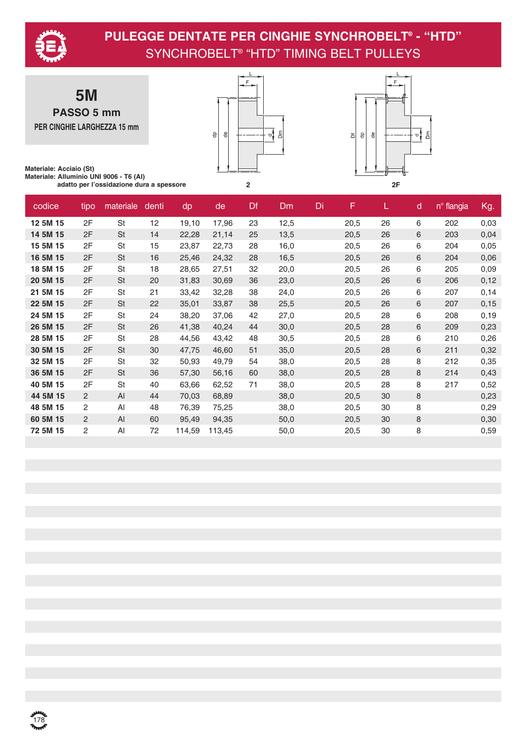# PULEGGE DENTATE PER CINGHIE SYNCHROBELT® - "HTD"

## SYNCHROBELT® "HTD" TIMING BELT PULLEYS

**5M**

**PASSO 5 mm**

**PER CINGHIE LARGHEZZA 15 mm**

**Materiale: Acciaio (St)**
**Materiale: Alluminio UNI 9006 - T6 (Al)**
**adatto per l'ossidazione dura a spessore**

2

2F

| codice | tipo | materiale | denti | dp | de | Df | Dm | Di | F | L | d | n° flangia | Kg. |
|---|---|---|---|---|---|---|---|---|---|---|---|---|---|
| **12 5M 15** | 2F | St | 12 | 19,10 | 17,96 | 23 | 12,5 | | 20,5 | 26 | 6 | 202 | 0,03 |
| **14 5M 15** | 2F | St | 14 | 22,28 | 21,14 | 25 | 13,5 | | 20,5 | 26 | 6 | 203 | 0,04 |
| **15 5M 15** | 2F | St | 15 | 23,87 | 22,73 | 28 | 16,0 | | 20,5 | 26 | 6 | 204 | 0,05 |
| **16 5M 15** | 2F | St | 16 | 25,46 | 24,32 | 28 | 16,5 | | 20,5 | 26 | 6 | 204 | 0,06 |
| **18 5M 15** | 2F | St | 18 | 28,65 | 27,51 | 32 | 20,0 | | 20,5 | 26 | 6 | 205 | 0,09 |
| **20 5M 15** | 2F | St | 20 | 31,83 | 30,69 | 36 | 23,0 | | 20,5 | 26 | 6 | 206 | 0,12 |
| **21 5M 15** | 2F | St | 21 | 33,42 | 32,28 | 38 | 24,0 | | 20,5 | 26 | 6 | 207 | 0,14 |
| **22 5M 15** | 2F | St | 22 | 35,01 | 33,87 | 38 | 25,5 | | 20,5 | 26 | 6 | 207 | 0,15 |
| **24 5M 15** | 2F | St | 24 | 38,20 | 37,06 | 42 | 27,0 | | 20,5 | 28 | 6 | 208 | 0,19 |
| **26 5M 15** | 2F | St | 26 | 41,38 | 40,24 | 44 | 30,0 | | 20,5 | 28 | 6 | 209 | 0,23 |
| **28 5M 15** | 2F | St | 28 | 44,56 | 43,42 | 48 | 30,5 | | 20,5 | 28 | 6 | 210 | 0,26 |
| **30 5M 15** | 2F | St | 30 | 47,75 | 46,60 | 51 | 35,0 | | 20,5 | 28 | 6 | 211 | 0,32 |
| **32 5M 15** | 2F | St | 32 | 50,93 | 49,79 | 54 | 38,0 | | 20,5 | 28 | 8 | 212 | 0,35 |
| **36 5M 15** | 2F | St | 36 | 57,30 | 56,16 | 60 | 38,0 | | 20,5 | 28 | 8 | 214 | 0,43 |
| **40 5M 15** | 2F | St | 40 | 63,66 | 62,52 | 71 | 38,0 | | 20,5 | 28 | 8 | 217 | 0,52 |
| **44 5M 15** | 2 | Al | 44 | 70,03 | 68,89 | | 38,0 | | 20,5 | 30 | 8 | | 0,23 |
| **48 5M 15** | 2 | Al | 48 | 76,39 | 75,25 | | 38,0 | | 20,5 | 30 | 8 | | 0,29 |
| **60 5M 15** | 2 | Al | 60 | 95,49 | 94,35 | | 50,0 | | 20,5 | 30 | 8 | | 0,30 |
| **72 5M 15** | 2 | Al | 72 | 114,59 | 113,45 | | 50,0 | | 20,5 | 30 | 8 | | 0,59 |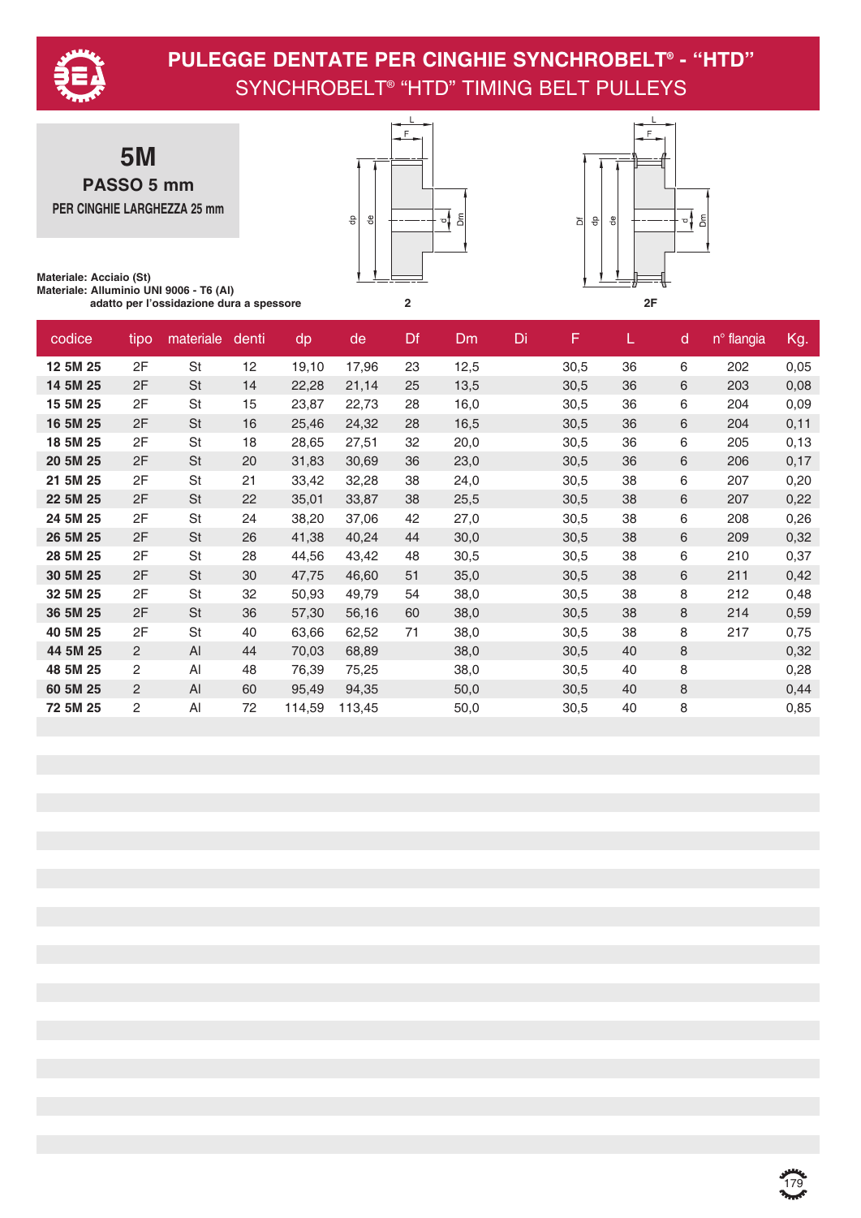# PULEGGE DENTATE PER CINGHIE SYNCHROBELT® - "HTD"

## SYNCHROBELT® "HTD" TIMING BELT PULLEYS

## 5M

**PASSO 5 mm**

**PER CINGHIE LARGHEZZA 25 mm**

**Materiale: Acciaio (St)**
**Materiale: Alluminio UNI 9006 - T6 (Al)**
**adatto per l'ossidazione dura a spessore**

2 &nbsp;&nbsp;&nbsp;&nbsp; 2F

| codice | tipo | materiale | denti | dp | de | Df | Dm | Di | F | L | d | n° flangia | Kg. |
|---|---|---|---|---|---|---|---|---|---|---|---|---|---|
| **12 5M 25** | 2F | St | 12 | 19,10 | 17,96 | 23 | 12,5 | | 30,5 | 36 | 6 | 202 | 0,05 |
| **14 5M 25** | 2F | St | 14 | 22,28 | 21,14 | 25 | 13,5 | | 30,5 | 36 | 6 | 203 | 0,08 |
| **15 5M 25** | 2F | St | 15 | 23,87 | 22,73 | 28 | 16,0 | | 30,5 | 36 | 6 | 204 | 0,09 |
| **16 5M 25** | 2F | St | 16 | 25,46 | 24,32 | 28 | 16,5 | | 30,5 | 36 | 6 | 204 | 0,11 |
| **18 5M 25** | 2F | St | 18 | 28,65 | 27,51 | 32 | 20,0 | | 30,5 | 36 | 6 | 205 | 0,13 |
| **20 5M 25** | 2F | St | 20 | 31,83 | 30,69 | 36 | 23,0 | | 30,5 | 36 | 6 | 206 | 0,17 |
| **21 5M 25** | 2F | St | 21 | 33,42 | 32,28 | 38 | 24,0 | | 30,5 | 38 | 6 | 207 | 0,20 |
| **22 5M 25** | 2F | St | 22 | 35,01 | 33,87 | 38 | 25,5 | | 30,5 | 38 | 6 | 207 | 0,22 |
| **24 5M 25** | 2F | St | 24 | 38,20 | 37,06 | 42 | 27,0 | | 30,5 | 38 | 6 | 208 | 0,26 |
| **26 5M 25** | 2F | St | 26 | 41,38 | 40,24 | 44 | 30,0 | | 30,5 | 38 | 6 | 209 | 0,32 |
| **28 5M 25** | 2F | St | 28 | 44,56 | 43,42 | 48 | 30,5 | | 30,5 | 38 | 6 | 210 | 0,37 |
| **30 5M 25** | 2F | St | 30 | 47,75 | 46,60 | 51 | 35,0 | | 30,5 | 38 | 6 | 211 | 0,42 |
| **32 5M 25** | 2F | St | 32 | 50,93 | 49,79 | 54 | 38,0 | | 30,5 | 38 | 8 | 212 | 0,48 |
| **36 5M 25** | 2F | St | 36 | 57,30 | 56,16 | 60 | 38,0 | | 30,5 | 38 | 8 | 214 | 0,59 |
| **40 5M 25** | 2F | St | 40 | 63,66 | 62,52 | 71 | 38,0 | | 30,5 | 38 | 8 | 217 | 0,75 |
| **44 5M 25** | 2 | Al | 44 | 70,03 | 68,89 | | 38,0 | | 30,5 | 40 | 8 | | 0,32 |
| **48 5M 25** | 2 | Al | 48 | 76,39 | 75,25 | | 38,0 | | 30,5 | 40 | 8 | | 0,28 |
| **60 5M 25** | 2 | Al | 60 | 95,49 | 94,35 | | 50,0 | | 30,5 | 40 | 8 | | 0,44 |
| **72 5M 25** | 2 | Al | 72 | 114,59 | 113,45 | | 50,0 | | 30,5 | 40 | 8 | | 0,85 |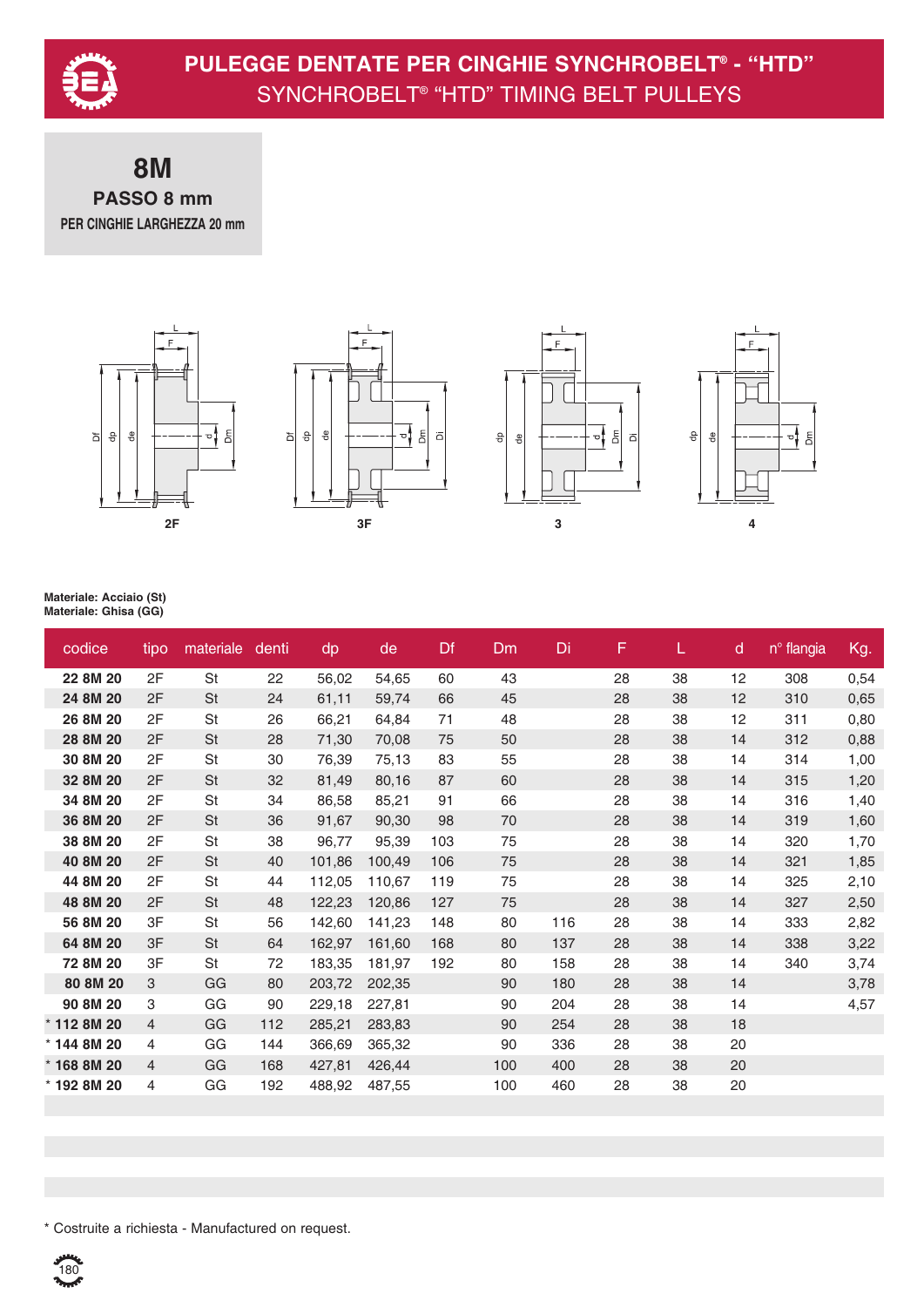# PULEGGE DENTATE PER CINGHIE SYNCHROBELT® - "HTD"

## SYNCHROBELT® "HTD" TIMING BELT PULLEYS

### 8M

**PASSO 8 mm**

**PER CINGHIE LARGHEZZA 20 mm**

2F 3F 3 4

**Materiale: Acciaio (St)**
**Materiale: Ghisa (GG)**

| codice | tipo | materiale | denti | dp | de | Df | Dm | Di | F | L | d | n° flangia | Kg. |
|---|---|---|---|---|---|---|---|---|---|---|---|---|---|
| **22 8M 20** | 2F | St | 22 | 56,02 | 54,65 | 60 | 43 | | 28 | 38 | 12 | 308 | 0,54 |
| **24 8M 20** | 2F | St | 24 | 61,11 | 59,74 | 66 | 45 | | 28 | 38 | 12 | 310 | 0,65 |
| **26 8M 20** | 2F | St | 26 | 66,21 | 64,84 | 71 | 48 | | 28 | 38 | 12 | 311 | 0,80 |
| **28 8M 20** | 2F | St | 28 | 71,30 | 70,08 | 75 | 50 | | 28 | 38 | 14 | 312 | 0,88 |
| **30 8M 20** | 2F | St | 30 | 76,39 | 75,13 | 83 | 55 | | 28 | 38 | 14 | 314 | 1,00 |
| **32 8M 20** | 2F | St | 32 | 81,49 | 80,16 | 87 | 60 | | 28 | 38 | 14 | 315 | 1,20 |
| **34 8M 20** | 2F | St | 34 | 86,58 | 85,21 | 91 | 66 | | 28 | 38 | 14 | 316 | 1,40 |
| **36 8M 20** | 2F | St | 36 | 91,67 | 90,30 | 98 | 70 | | 28 | 38 | 14 | 319 | 1,60 |
| **38 8M 20** | 2F | St | 38 | 96,77 | 95,39 | 103 | 75 | | 28 | 38 | 14 | 320 | 1,70 |
| **40 8M 20** | 2F | St | 40 | 101,86 | 100,49 | 106 | 75 | | 28 | 38 | 14 | 321 | 1,85 |
| **44 8M 20** | 2F | St | 44 | 112,05 | 110,67 | 119 | 75 | | 28 | 38 | 14 | 325 | 2,10 |
| **48 8M 20** | 2F | St | 48 | 122,23 | 120,86 | 127 | 75 | | 28 | 38 | 14 | 327 | 2,50 |
| **56 8M 20** | 3F | St | 56 | 142,60 | 141,23 | 148 | 80 | 116 | 28 | 38 | 14 | 333 | 2,82 |
| **64 8M 20** | 3F | St | 64 | 162,97 | 161,60 | 168 | 80 | 137 | 28 | 38 | 14 | 338 | 3,22 |
| **72 8M 20** | 3F | St | 72 | 183,35 | 181,97 | 192 | 80 | 158 | 28 | 38 | 14 | 340 | 3,74 |
| **80 8M 20** | 3 | GG | 80 | 203,72 | 202,35 | | 90 | 180 | 28 | 38 | 14 | | 3,78 |
| **90 8M 20** | 3 | GG | 90 | 229,18 | 227,81 | | 90 | 204 | 28 | 38 | 14 | | 4,57 |
| * **112 8M 20** | 4 | GG | 112 | 285,21 | 283,83 | | 90 | 254 | 28 | 38 | 18 | | |
| * **144 8M 20** | 4 | GG | 144 | 366,69 | 365,32 | | 90 | 336 | 28 | 38 | 20 | | |
| * **168 8M 20** | 4 | GG | 168 | 427,81 | 426,44 | | 100 | 400 | 28 | 38 | 20 | | |
| * **192 8M 20** | 4 | GG | 192 | 488,92 | 487,55 | | 100 | 460 | 28 | 38 | 20 | | |

* Costruite a richiesta - Manufactured on request.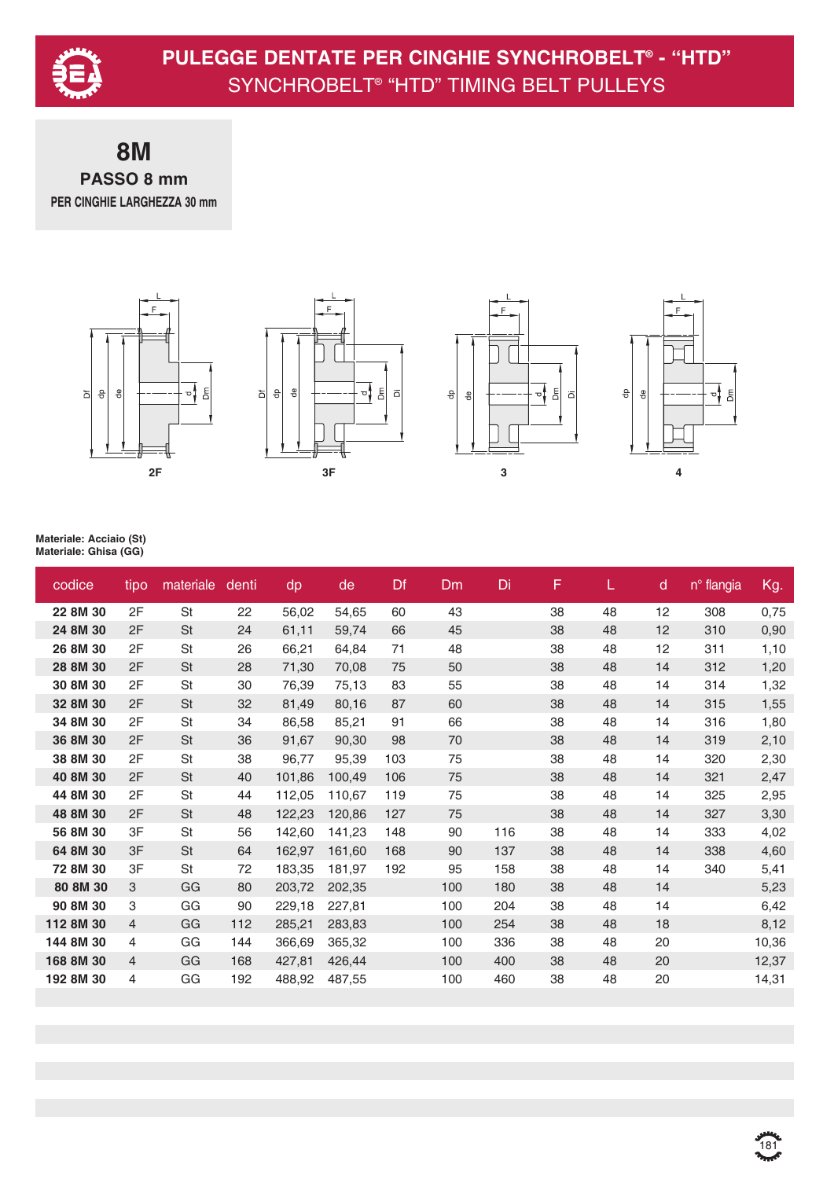# PULEGGE DENTATE PER CINGHIE SYNCHROBELT® - "HTD"

## SYNCHROBELT® "HTD" TIMING BELT PULLEYS

## 8M

**PASSO 8 mm**

**PER CINGHIE LARGHEZZA 30 mm**

2F　　3F　　3　　4

**Materiale: Acciaio (St)**
**Materiale: Ghisa (GG)**

| codice | tipo | materiale | denti | dp | de | Df | Dm | Di | F | L | d | n° flangia | Kg. |
|---|---|---|---|---|---|---|---|---|---|---|---|---|---|
| **22 8M 30** | 2F | St | 22 | 56,02 | 54,65 | 60 | 43 | | 38 | 48 | 12 | 308 | 0,75 |
| **24 8M 30** | 2F | St | 24 | 61,11 | 59,74 | 66 | 45 | | 38 | 48 | 12 | 310 | 0,90 |
| **26 8M 30** | 2F | St | 26 | 66,21 | 64,84 | 71 | 48 | | 38 | 48 | 12 | 311 | 1,10 |
| **28 8M 30** | 2F | St | 28 | 71,30 | 70,08 | 75 | 50 | | 38 | 48 | 14 | 312 | 1,20 |
| **30 8M 30** | 2F | St | 30 | 76,39 | 75,13 | 83 | 55 | | 38 | 48 | 14 | 314 | 1,32 |
| **32 8M 30** | 2F | St | 32 | 81,49 | 80,16 | 87 | 60 | | 38 | 48 | 14 | 315 | 1,55 |
| **34 8M 30** | 2F | St | 34 | 86,58 | 85,21 | 91 | 66 | | 38 | 48 | 14 | 316 | 1,80 |
| **36 8M 30** | 2F | St | 36 | 91,67 | 90,30 | 98 | 70 | | 38 | 48 | 14 | 319 | 2,10 |
| **38 8M 30** | 2F | St | 38 | 96,77 | 95,39 | 103 | 75 | | 38 | 48 | 14 | 320 | 2,30 |
| **40 8M 30** | 2F | St | 40 | 101,86 | 100,49 | 106 | 75 | | 38 | 48 | 14 | 321 | 2,47 |
| **44 8M 30** | 2F | St | 44 | 112,05 | 110,67 | 119 | 75 | | 38 | 48 | 14 | 325 | 2,95 |
| **48 8M 30** | 2F | St | 48 | 122,23 | 120,86 | 127 | 75 | | 38 | 48 | 14 | 327 | 3,30 |
| **56 8M 30** | 3F | St | 56 | 142,60 | 141,23 | 148 | 90 | 116 | 38 | 48 | 14 | 333 | 4,02 |
| **64 8M 30** | 3F | St | 64 | 162,97 | 161,60 | 168 | 90 | 137 | 38 | 48 | 14 | 338 | 4,60 |
| **72 8M 30** | 3F | St | 72 | 183,35 | 181,97 | 192 | 95 | 158 | 38 | 48 | 14 | 340 | 5,41 |
| **80 8M 30** | 3 | GG | 80 | 203,72 | 202,35 | | 100 | 180 | 38 | 48 | 14 | | 5,23 |
| **90 8M 30** | 3 | GG | 90 | 229,18 | 227,81 | | 100 | 204 | 38 | 48 | 14 | | 6,42 |
| **112 8M 30** | 4 | GG | 112 | 285,21 | 283,83 | | 100 | 254 | 38 | 48 | 18 | | 8,12 |
| **144 8M 30** | 4 | GG | 144 | 366,69 | 365,32 | | 100 | 336 | 38 | 48 | 20 | | 10,36 |
| **168 8M 30** | 4 | GG | 168 | 427,81 | 426,44 | | 100 | 400 | 38 | 48 | 20 | | 12,37 |
| **192 8M 30** | 4 | GG | 192 | 488,92 | 487,55 | | 100 | 460 | 38 | 48 | 20 | | 14,31 |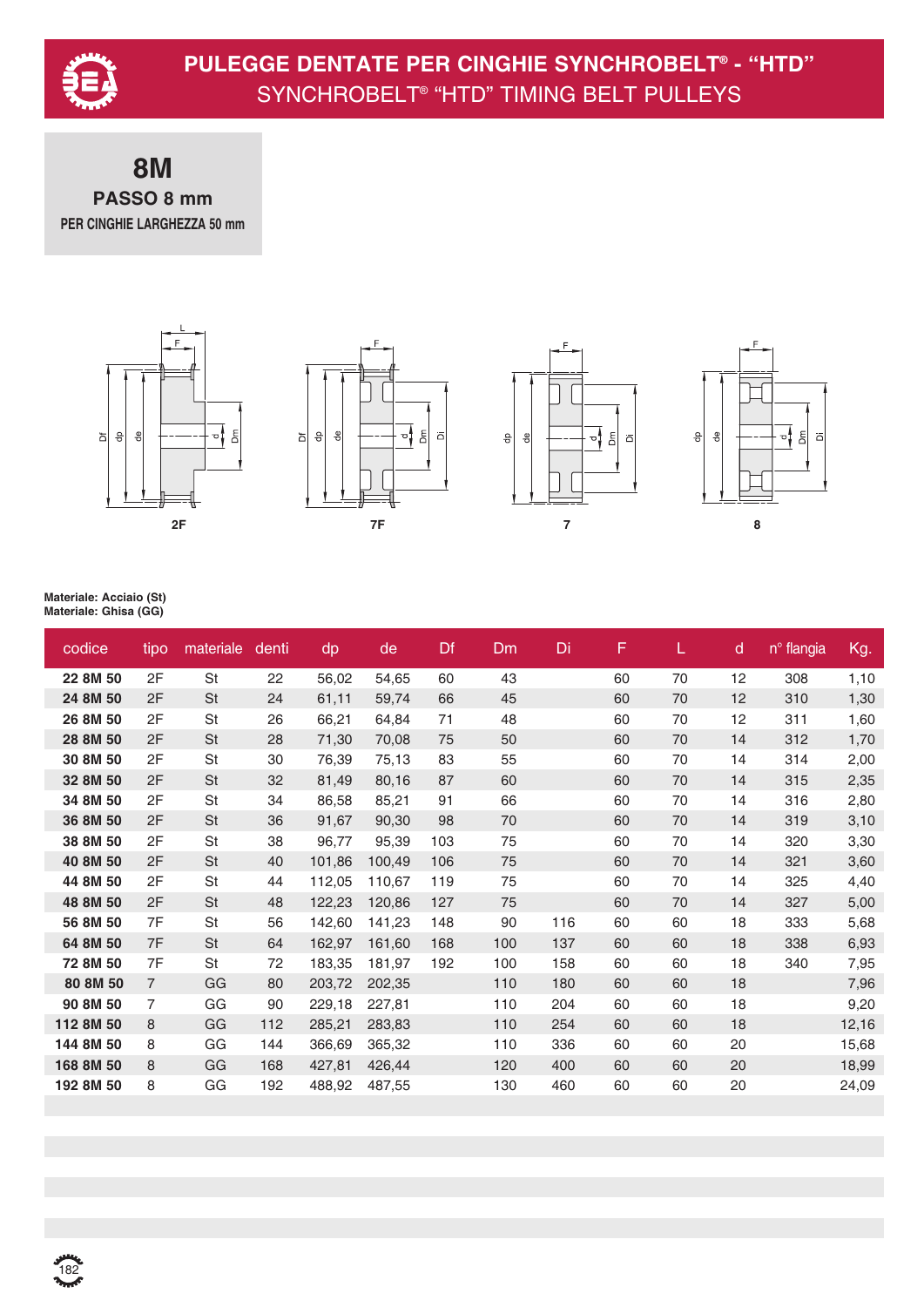# PULEGGE DENTATE PER CINGHIE SYNCHROBELT® - "HTD"
## SYNCHROBELT® "HTD" TIMING BELT PULLEYS

## 8M
### PASSO 8 mm
PER CINGHIE LARGHEZZA 50 mm

2F

7F

7

8

**Materiale: Acciaio (St)**
**Materiale: Ghisa (GG)**

| codice | tipo | materiale | denti | dp | de | Df | Dm | Di | F | L | d | n° flangia | Kg. |
|---|---|---|---|---|---|---|---|---|---|---|---|---|---|
| **22 8M 50** | 2F | St | 22 | 56,02 | 54,65 | 60 | 43 | | 60 | 70 | 12 | 308 | 1,10 |
| **24 8M 50** | 2F | St | 24 | 61,11 | 59,74 | 66 | 45 | | 60 | 70 | 12 | 310 | 1,30 |
| **26 8M 50** | 2F | St | 26 | 66,21 | 64,84 | 71 | 48 | | 60 | 70 | 12 | 311 | 1,60 |
| **28 8M 50** | 2F | St | 28 | 71,30 | 70,08 | 75 | 50 | | 60 | 70 | 14 | 312 | 1,70 |
| **30 8M 50** | 2F | St | 30 | 76,39 | 75,13 | 83 | 55 | | 60 | 70 | 14 | 314 | 2,00 |
| **32 8M 50** | 2F | St | 32 | 81,49 | 80,16 | 87 | 60 | | 60 | 70 | 14 | 315 | 2,35 |
| **34 8M 50** | 2F | St | 34 | 86,58 | 85,21 | 91 | 66 | | 60 | 70 | 14 | 316 | 2,80 |
| **36 8M 50** | 2F | St | 36 | 91,67 | 90,30 | 98 | 70 | | 60 | 70 | 14 | 319 | 3,10 |
| **38 8M 50** | 2F | St | 38 | 96,77 | 95,39 | 103 | 75 | | 60 | 70 | 14 | 320 | 3,30 |
| **40 8M 50** | 2F | St | 40 | 101,86 | 100,49 | 106 | 75 | | 60 | 70 | 14 | 321 | 3,60 |
| **44 8M 50** | 2F | St | 44 | 112,05 | 110,67 | 119 | 75 | | 60 | 70 | 14 | 325 | 4,40 |
| **48 8M 50** | 2F | St | 48 | 122,23 | 120,86 | 127 | 75 | | 60 | 70 | 14 | 327 | 5,00 |
| **56 8M 50** | 7F | St | 56 | 142,60 | 141,23 | 148 | 90 | 116 | 60 | 60 | 18 | 333 | 5,68 |
| **64 8M 50** | 7F | St | 64 | 162,97 | 161,60 | 168 | 100 | 137 | 60 | 60 | 18 | 338 | 6,93 |
| **72 8M 50** | 7F | St | 72 | 183,35 | 181,97 | 192 | 100 | 158 | 60 | 60 | 18 | 340 | 7,95 |
| **80 8M 50** | 7 | GG | 80 | 203,72 | 202,35 | | 110 | 180 | 60 | 60 | 18 | | 7,96 |
| **90 8M 50** | 7 | GG | 90 | 229,18 | 227,81 | | 110 | 204 | 60 | 60 | 18 | | 9,20 |
| **112 8M 50** | 8 | GG | 112 | 285,21 | 283,83 | | 110 | 254 | 60 | 60 | 18 | | 12,16 |
| **144 8M 50** | 8 | GG | 144 | 366,69 | 365,32 | | 110 | 336 | 60 | 60 | 20 | | 15,68 |
| **168 8M 50** | 8 | GG | 168 | 427,81 | 426,44 | | 120 | 400 | 60 | 60 | 20 | | 18,99 |
| **192 8M 50** | 8 | GG | 192 | 488,92 | 487,55 | | 130 | 460 | 60 | 60 | 20 | | 24,09 |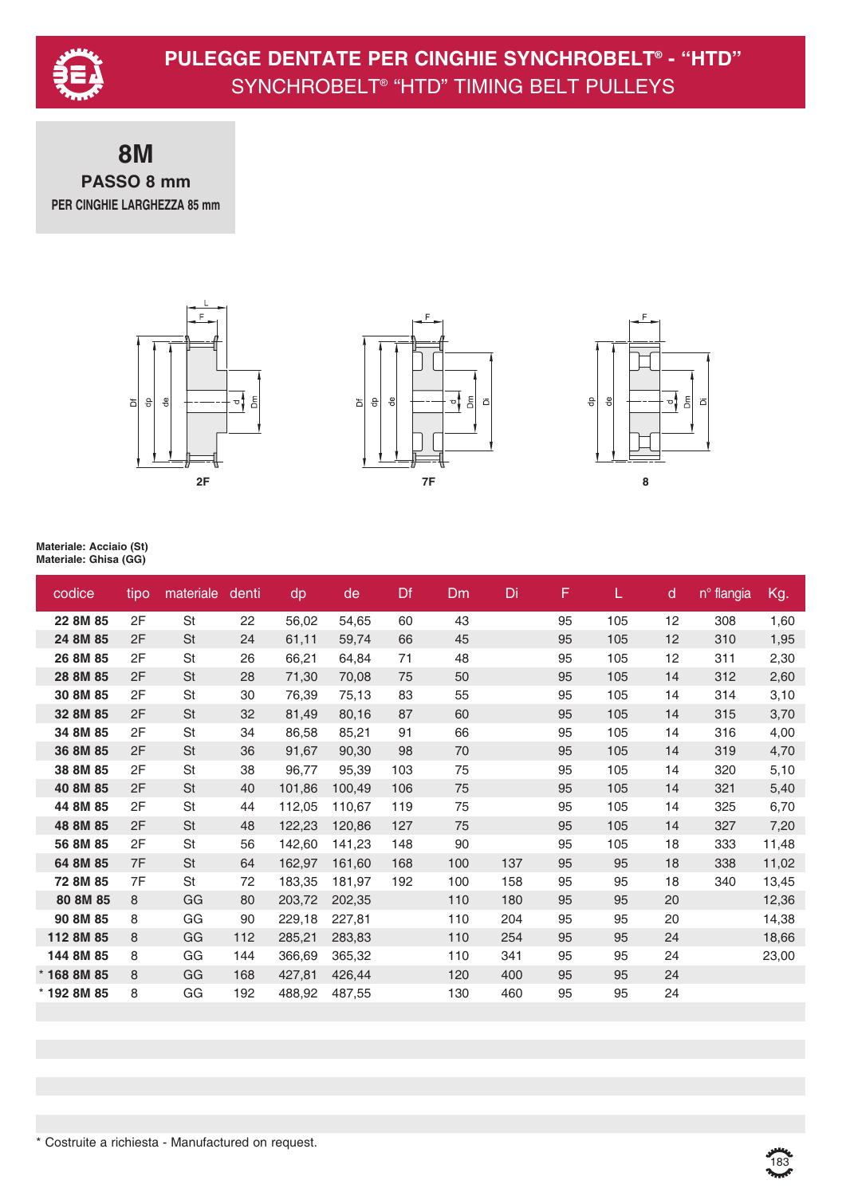# PULEGGE DENTATE PER CINGHIE SYNCHROBELT® - "HTD"

## SYNCHROBELT® "HTD" TIMING BELT PULLEYS

## 8M

**PASSO 8 mm**

**PER CINGHIE LARGHEZZA 85 mm**

2F

7F

8

**Materiale: Acciaio (St)**
**Materiale: Ghisa (GG)**

| codice | tipo | materiale | denti | dp | de | Df | Dm | Di | F | L | d | n° flangia | Kg. |
|---|---|---|---|---|---|---|---|---|---|---|---|---|---|
| 22 8M 85 | 2F | St | 22 | 56,02 | 54,65 | 60 | 43 | | 95 | 105 | 12 | 308 | 1,60 |
| 24 8M 85 | 2F | St | 24 | 61,11 | 59,74 | 66 | 45 | | 95 | 105 | 12 | 310 | 1,95 |
| 26 8M 85 | 2F | St | 26 | 66,21 | 64,84 | 71 | 48 | | 95 | 105 | 12 | 311 | 2,30 |
| 28 8M 85 | 2F | St | 28 | 71,30 | 70,08 | 75 | 50 | | 95 | 105 | 14 | 312 | 2,60 |
| 30 8M 85 | 2F | St | 30 | 76,39 | 75,13 | 83 | 55 | | 95 | 105 | 14 | 314 | 3,10 |
| 32 8M 85 | 2F | St | 32 | 81,49 | 80,16 | 87 | 60 | | 95 | 105 | 14 | 315 | 3,70 |
| 34 8M 85 | 2F | St | 34 | 86,58 | 85,21 | 91 | 66 | | 95 | 105 | 14 | 316 | 4,00 |
| 36 8M 85 | 2F | St | 36 | 91,67 | 90,30 | 98 | 70 | | 95 | 105 | 14 | 319 | 4,70 |
| 38 8M 85 | 2F | St | 38 | 96,77 | 95,39 | 103 | 75 | | 95 | 105 | 14 | 320 | 5,10 |
| 40 8M 85 | 2F | St | 40 | 101,86 | 100,49 | 106 | 75 | | 95 | 105 | 14 | 321 | 5,40 |
| 44 8M 85 | 2F | St | 44 | 112,05 | 110,67 | 119 | 75 | | 95 | 105 | 14 | 325 | 6,70 |
| 48 8M 85 | 2F | St | 48 | 122,23 | 120,86 | 127 | 75 | | 95 | 105 | 14 | 327 | 7,20 |
| 56 8M 85 | 2F | St | 56 | 142,60 | 141,23 | 148 | 90 | | 95 | 105 | 18 | 333 | 11,48 |
| 64 8M 85 | 7F | St | 64 | 162,97 | 161,60 | 168 | 100 | 137 | 95 | 95 | 18 | 338 | 11,02 |
| 72 8M 85 | 7F | St | 72 | 183,35 | 181,97 | 192 | 100 | 158 | 95 | 95 | 18 | 340 | 13,45 |
| 80 8M 85 | 8 | GG | 80 | 203,72 | 202,35 | | 110 | 180 | 95 | 95 | 20 | | 12,36 |
| 90 8M 85 | 8 | GG | 90 | 229,18 | 227,81 | | 110 | 204 | 95 | 95 | 20 | | 14,38 |
| 112 8M 85 | 8 | GG | 112 | 285,21 | 283,83 | | 110 | 254 | 95 | 95 | 24 | | 18,66 |
| 144 8M 85 | 8 | GG | 144 | 366,69 | 365,32 | | 110 | 341 | 95 | 95 | 24 | | 23,00 |
| * 168 8M 85 | 8 | GG | 168 | 427,81 | 426,44 | | 120 | 400 | 95 | 95 | 24 | | |
| * 192 8M 85 | 8 | GG | 192 | 488,92 | 487,55 | | 130 | 460 | 95 | 95 | 24 | | |

* Costruite a richiesta - Manufactured on request.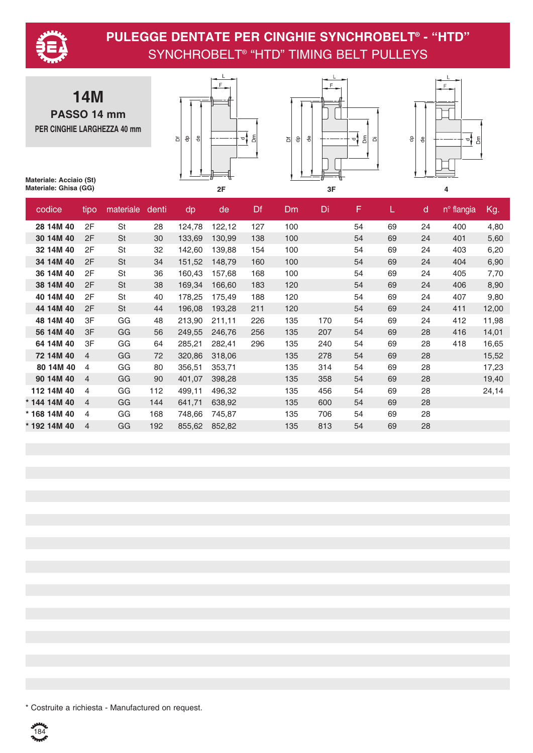# PULEGGE DENTATE PER CINGHIE SYNCHROBELT® - "HTD"

## SYNCHROBELT® "HTD" TIMING BELT PULLEYS

**14M**

**PASSO 14 mm**

**PER CINGHIE LARGHEZZA 40 mm**

**Materiale: Acciaio (St)**
**Materiale: Ghisa (GG)**

2F 3F 4

| codice | tipo | materiale | denti | dp | de | Df | Dm | Di | F | L | d | n° flangia | Kg. |
|---|---|---|---|---|---|---|---|---|---|---|---|---|---|
| **28 14M 40** | 2F | St | 28 | 124,78 | 122,12 | 127 | 100 | | 54 | 69 | 24 | 400 | 4,80 |
| **30 14M 40** | 2F | St | 30 | 133,69 | 130,99 | 138 | 100 | | 54 | 69 | 24 | 401 | 5,60 |
| **32 14M 40** | 2F | St | 32 | 142,60 | 139,88 | 154 | 100 | | 54 | 69 | 24 | 403 | 6,20 |
| **34 14M 40** | 2F | St | 34 | 151,52 | 148,79 | 160 | 100 | | 54 | 69 | 24 | 404 | 6,90 |
| **36 14M 40** | 2F | St | 36 | 160,43 | 157,68 | 168 | 100 | | 54 | 69 | 24 | 405 | 7,70 |
| **38 14M 40** | 2F | St | 38 | 169,34 | 166,60 | 183 | 120 | | 54 | 69 | 24 | 406 | 8,90 |
| **40 14M 40** | 2F | St | 40 | 178,25 | 175,49 | 188 | 120 | | 54 | 69 | 24 | 407 | 9,80 |
| **44 14M 40** | 2F | St | 44 | 196,08 | 193,28 | 211 | 120 | | 54 | 69 | 24 | 411 | 12,00 |
| **48 14M 40** | 3F | GG | 48 | 213,90 | 211,11 | 226 | 135 | 170 | 54 | 69 | 24 | 412 | 11,98 |
| **56 14M 40** | 3F | GG | 56 | 249,55 | 246,76 | 256 | 135 | 207 | 54 | 69 | 28 | 416 | 14,01 |
| **64 14M 40** | 3F | GG | 64 | 285,21 | 282,41 | 296 | 135 | 240 | 54 | 69 | 28 | 418 | 16,65 |
| **72 14M 40** | 4 | GG | 72 | 320,86 | 318,06 | | 135 | 278 | 54 | 69 | 28 | | 15,52 |
| **80 14M 40** | 4 | GG | 80 | 356,51 | 353,71 | | 135 | 314 | 54 | 69 | 28 | | 17,23 |
| **90 14M 40** | 4 | GG | 90 | 401,07 | 398,28 | | 135 | 358 | 54 | 69 | 28 | | 19,40 |
| **112 14M 40** | 4 | GG | 112 | 499,11 | 496,32 | | 135 | 456 | 54 | 69 | 28 | | 24,14 |
| **\* 144 14M 40** | 4 | GG | 144 | 641,71 | 638,92 | | 135 | 600 | 54 | 69 | 28 | | |
| **\* 168 14M 40** | 4 | GG | 168 | 748,66 | 745,87 | | 135 | 706 | 54 | 69 | 28 | | |
| **\* 192 14M 40** | 4 | GG | 192 | 855,62 | 852,82 | | 135 | 813 | 54 | 69 | 28 | | |

\* Costruite a richiesta - Manufactured on request.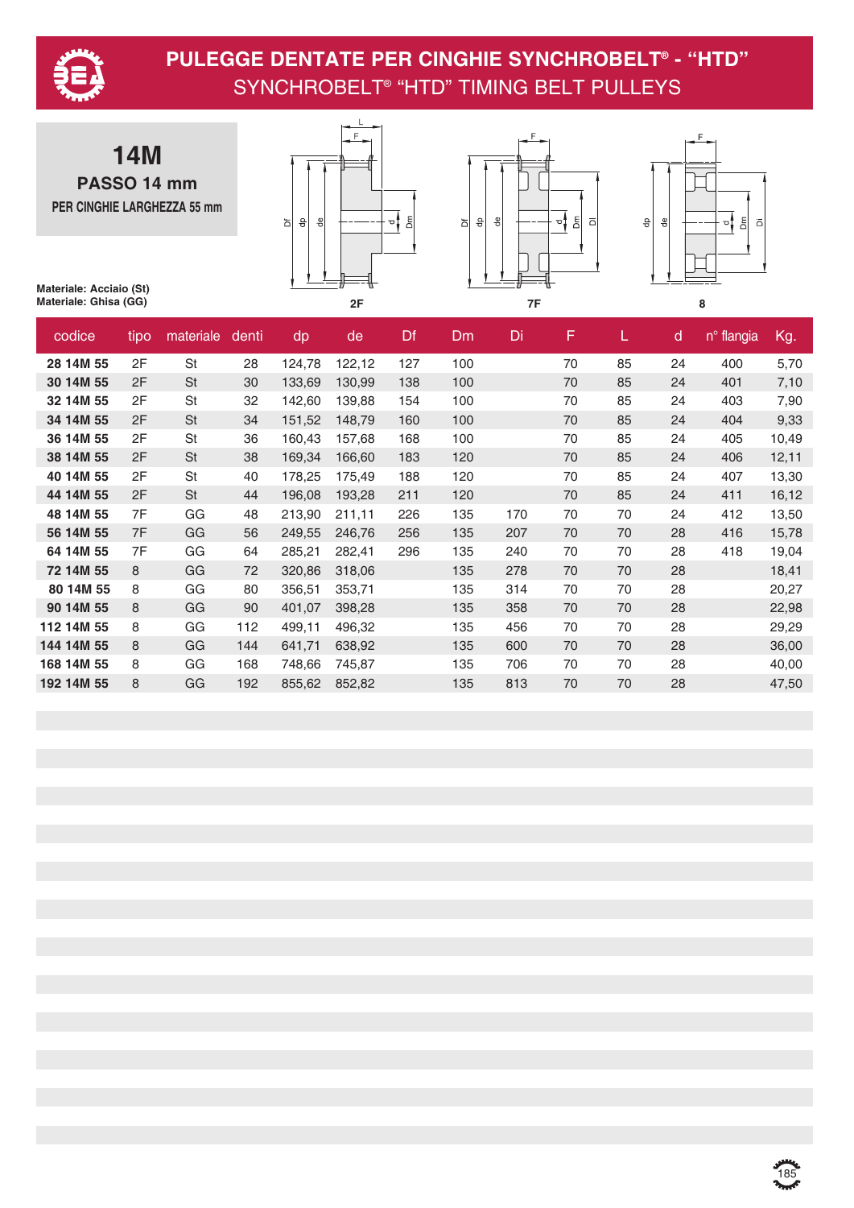# PULEGGE DENTATE PER CINGHIE SYNCHROBELT® - "HTD"

## SYNCHROBELT® "HTD" TIMING BELT PULLEYS

**14M**

**PASSO 14 mm**

**PER CINGHIE LARGHEZZA 55 mm**

**Materiale: Acciaio (St)**
**Materiale: Ghisa (GG)**

2F   7F   8

| codice | tipo | materiale | denti | dp | de | Df | Dm | Di | F | L | d | n° flangia | Kg. |
|---|---|---|---|---|---|---|---|---|---|---|---|---|---|
| **28 14M 55** | 2F | St | 28 | 124,78 | 122,12 | 127 | 100 | | 70 | 85 | 24 | 400 | 5,70 |
| **30 14M 55** | 2F | St | 30 | 133,69 | 130,99 | 138 | 100 | | 70 | 85 | 24 | 401 | 7,10 |
| **32 14M 55** | 2F | St | 32 | 142,60 | 139,88 | 154 | 100 | | 70 | 85 | 24 | 403 | 7,90 |
| **34 14M 55** | 2F | St | 34 | 151,52 | 148,79 | 160 | 100 | | 70 | 85 | 24 | 404 | 9,33 |
| **36 14M 55** | 2F | St | 36 | 160,43 | 157,68 | 168 | 100 | | 70 | 85 | 24 | 405 | 10,49 |
| **38 14M 55** | 2F | St | 38 | 169,34 | 166,60 | 183 | 120 | | 70 | 85 | 24 | 406 | 12,11 |
| **40 14M 55** | 2F | St | 40 | 178,25 | 175,49 | 188 | 120 | | 70 | 85 | 24 | 407 | 13,30 |
| **44 14M 55** | 2F | St | 44 | 196,08 | 193,28 | 211 | 120 | | 70 | 85 | 24 | 411 | 16,12 |
| **48 14M 55** | 7F | GG | 48 | 213,90 | 211,11 | 226 | 135 | 170 | 70 | 70 | 24 | 412 | 13,50 |
| **56 14M 55** | 7F | GG | 56 | 249,55 | 246,76 | 256 | 135 | 207 | 70 | 70 | 28 | 416 | 15,78 |
| **64 14M 55** | 7F | GG | 64 | 285,21 | 282,41 | 296 | 135 | 240 | 70 | 70 | 28 | 418 | 19,04 |
| **72 14M 55** | 8 | GG | 72 | 320,86 | 318,06 | | 135 | 278 | 70 | 70 | 28 | | 18,41 |
| **80 14M 55** | 8 | GG | 80 | 356,51 | 353,71 | | 135 | 314 | 70 | 70 | 28 | | 20,27 |
| **90 14M 55** | 8 | GG | 90 | 401,07 | 398,28 | | 135 | 358 | 70 | 70 | 28 | | 22,98 |
| **112 14M 55** | 8 | GG | 112 | 499,11 | 496,32 | | 135 | 456 | 70 | 70 | 28 | | 29,29 |
| **144 14M 55** | 8 | GG | 144 | 641,71 | 638,92 | | 135 | 600 | 70 | 70 | 28 | | 36,00 |
| **168 14M 55** | 8 | GG | 168 | 748,66 | 745,87 | | 135 | 706 | 70 | 70 | 28 | | 40,00 |
| **192 14M 55** | 8 | GG | 192 | 855,62 | 852,82 | | 135 | 813 | 70 | 70 | 28 | | 47,50 |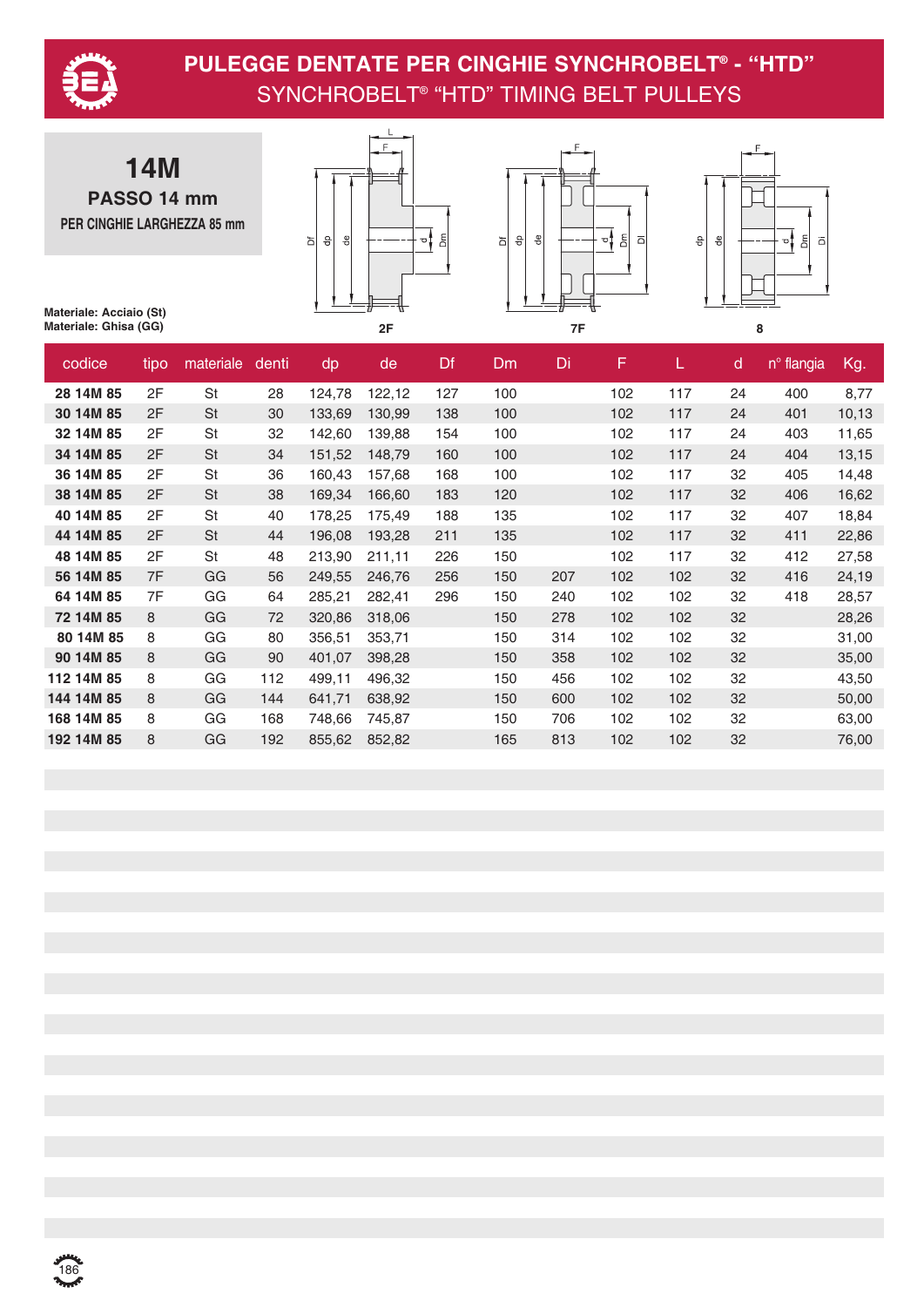# PULEGGE DENTATE PER CINGHIE SYNCHROBELT® - "HTD"

## SYNCHROBELT® "HTD" TIMING BELT PULLEYS

## 14M

**PASSO 14 mm**

**PER CINGHIE LARGHEZZA 85 mm**

**Materiale: Acciaio (St)**
**Materiale: Ghisa (GG)**

2F  7F  8

| codice | tipo | materiale | denti | dp | de | Df | Dm | Di | F | L | d | n° flangia | Kg. |
|---|---|---|---|---|---|---|---|---|---|---|---|---|---|
| **28 14M 85** | 2F | St | 28 | 124,78 | 122,12 | 127 | 100 | | 102 | 117 | 24 | 400 | 8,77 |
| **30 14M 85** | 2F | St | 30 | 133,69 | 130,99 | 138 | 100 | | 102 | 117 | 24 | 401 | 10,13 |
| **32 14M 85** | 2F | St | 32 | 142,60 | 139,88 | 154 | 100 | | 102 | 117 | 24 | 403 | 11,65 |
| **34 14M 85** | 2F | St | 34 | 151,52 | 148,79 | 160 | 100 | | 102 | 117 | 24 | 404 | 13,15 |
| **36 14M 85** | 2F | St | 36 | 160,43 | 157,68 | 168 | 100 | | 102 | 117 | 32 | 405 | 14,48 |
| **38 14M 85** | 2F | St | 38 | 169,34 | 166,60 | 183 | 120 | | 102 | 117 | 32 | 406 | 16,62 |
| **40 14M 85** | 2F | St | 40 | 178,25 | 175,49 | 188 | 135 | | 102 | 117 | 32 | 407 | 18,84 |
| **44 14M 85** | 2F | St | 44 | 196,08 | 193,28 | 211 | 135 | | 102 | 117 | 32 | 411 | 22,86 |
| **48 14M 85** | 2F | St | 48 | 213,90 | 211,11 | 226 | 150 | | 102 | 117 | 32 | 412 | 27,58 |
| **56 14M 85** | 7F | GG | 56 | 249,55 | 246,76 | 256 | 150 | 207 | 102 | 102 | 32 | 416 | 24,19 |
| **64 14M 85** | 7F | GG | 64 | 285,21 | 282,41 | 296 | 150 | 240 | 102 | 102 | 32 | 418 | 28,57 |
| **72 14M 85** | 8 | GG | 72 | 320,86 | 318,06 | | 150 | 278 | 102 | 102 | 32 | | 28,26 |
| **80 14M 85** | 8 | GG | 80 | 356,51 | 353,71 | | 150 | 314 | 102 | 102 | 32 | | 31,00 |
| **90 14M 85** | 8 | GG | 90 | 401,07 | 398,28 | | 150 | 358 | 102 | 102 | 32 | | 35,00 |
| **112 14M 85** | 8 | GG | 112 | 499,11 | 496,32 | | 150 | 456 | 102 | 102 | 32 | | 43,50 |
| **144 14M 85** | 8 | GG | 144 | 641,71 | 638,92 | | 150 | 600 | 102 | 102 | 32 | | 50,00 |
| **168 14M 85** | 8 | GG | 168 | 748,66 | 745,87 | | 150 | 706 | 102 | 102 | 32 | | 63,00 |
| **192 14M 85** | 8 | GG | 192 | 855,62 | 852,82 | | 165 | 813 | 102 | 102 | 32 | | 76,00 |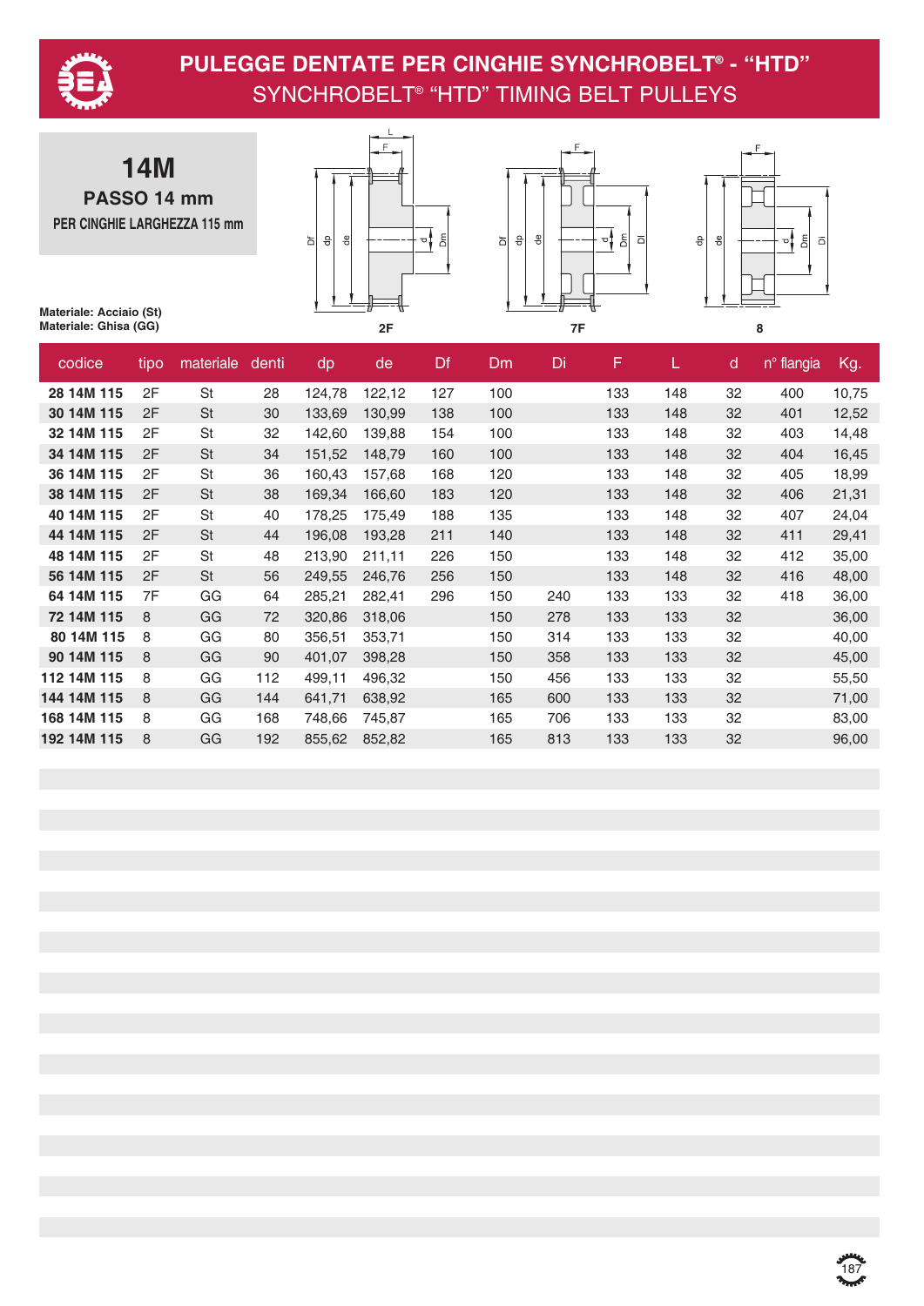# PULEGGE DENTATE PER CINGHIE SYNCHROBELT® - "HTD"
## SYNCHROBELT® "HTD" TIMING BELT PULLEYS

**14M**
**PASSO 14 mm**
**PER CINGHIE LARGHEZZA 115 mm**

**Materiale: Acciaio (St)**
**Materiale: Ghisa (GG)**

2F | 7F | 8

| codice | tipo | materiale | denti | dp | de | Df | Dm | Di | F | L | d | n° flangia | Kg. |
|---|---|---|---|---|---|---|---|---|---|---|---|---|---|
| **28 14M 115** | 2F | St | 28 | 124,78 | 122,12 | 127 | 100 | | 133 | 148 | 32 | 400 | 10,75 |
| **30 14M 115** | 2F | St | 30 | 133,69 | 130,99 | 138 | 100 | | 133 | 148 | 32 | 401 | 12,52 |
| **32 14M 115** | 2F | St | 32 | 142,60 | 139,88 | 154 | 100 | | 133 | 148 | 32 | 403 | 14,48 |
| **34 14M 115** | 2F | St | 34 | 151,52 | 148,79 | 160 | 100 | | 133 | 148 | 32 | 404 | 16,45 |
| **36 14M 115** | 2F | St | 36 | 160,43 | 157,68 | 168 | 120 | | 133 | 148 | 32 | 405 | 18,99 |
| **38 14M 115** | 2F | St | 38 | 169,34 | 166,60 | 183 | 120 | | 133 | 148 | 32 | 406 | 21,31 |
| **40 14M 115** | 2F | St | 40 | 178,25 | 175,49 | 188 | 135 | | 133 | 148 | 32 | 407 | 24,04 |
| **44 14M 115** | 2F | St | 44 | 196,08 | 193,28 | 211 | 140 | | 133 | 148 | 32 | 411 | 29,41 |
| **48 14M 115** | 2F | St | 48 | 213,90 | 211,11 | 226 | 150 | | 133 | 148 | 32 | 412 | 35,00 |
| **56 14M 115** | 2F | St | 56 | 249,55 | 246,76 | 256 | 150 | | 133 | 148 | 32 | 416 | 48,00 |
| **64 14M 115** | 7F | GG | 64 | 285,21 | 282,41 | 296 | 150 | 240 | 133 | 133 | 32 | 418 | 36,00 |
| **72 14M 115** | 8 | GG | 72 | 320,86 | 318,06 | | 150 | 278 | 133 | 133 | 32 | | 36,00 |
| **80 14M 115** | 8 | GG | 80 | 356,51 | 353,71 | | 150 | 314 | 133 | 133 | 32 | | 40,00 |
| **90 14M 115** | 8 | GG | 90 | 401,07 | 398,28 | | 150 | 358 | 133 | 133 | 32 | | 45,00 |
| **112 14M 115** | 8 | GG | 112 | 499,11 | 496,32 | | 150 | 456 | 133 | 133 | 32 | | 55,50 |
| **144 14M 115** | 8 | GG | 144 | 641,71 | 638,92 | | 165 | 600 | 133 | 133 | 32 | | 71,00 |
| **168 14M 115** | 8 | GG | 168 | 748,66 | 745,87 | | 165 | 706 | 133 | 133 | 32 | | 83,00 |
| **192 14M 115** | 8 | GG | 192 | 855,62 | 852,82 | | 165 | 813 | 133 | 133 | 32 | | 96,00 |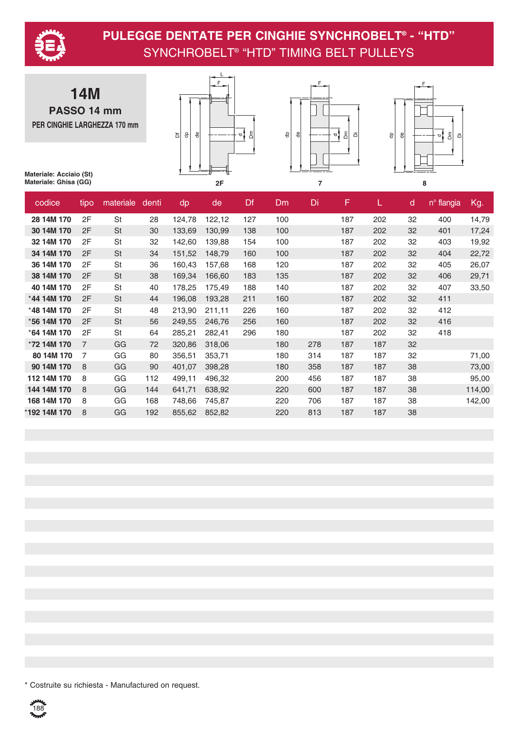# PULEGGE DENTATE PER CINGHIE SYNCHROBELT® - “HTD”

## SYNCHROBELT® “HTD” TIMING BELT PULLEYS

## 14M

### PASSO 14 mm

**PER CINGHIE LARGHEZZA 170 mm**

**Materiale: Acciaio (St)**
**Materiale: Ghisa (GG)**

2F — 7 — 8

| codice | tipo | materiale | denti | dp | de | Df | Dm | Di | F | L | d | n° flangia | Kg. |
|---|---|---|---|---|---|---|---|---|---|---|---|---|---|
| **28 14M 170** | 2F | St | 28 | 124,78 | 122,12 | 127 | 100 | | 187 | 202 | 32 | 400 | 14,79 |
| **30 14M 170** | 2F | St | 30 | 133,69 | 130,99 | 138 | 100 | | 187 | 202 | 32 | 401 | 17,24 |
| **32 14M 170** | 2F | St | 32 | 142,60 | 139,88 | 154 | 100 | | 187 | 202 | 32 | 403 | 19,92 |
| **34 14M 170** | 2F | St | 34 | 151,52 | 148,79 | 160 | 100 | | 187 | 202 | 32 | 404 | 22,72 |
| **36 14M 170** | 2F | St | 36 | 160,43 | 157,68 | 168 | 120 | | 187 | 202 | 32 | 405 | 26,07 |
| **38 14M 170** | 2F | St | 38 | 169,34 | 166,60 | 183 | 135 | | 187 | 202 | 32 | 406 | 29,71 |
| **40 14M 170** | 2F | St | 40 | 178,25 | 175,49 | 188 | 140 | | 187 | 202 | 32 | 407 | 33,50 |
| ***44 14M 170** | 2F | St | 44 | 196,08 | 193,28 | 211 | 160 | | 187 | 202 | 32 | 411 | |
| ***48 14M 170** | 2F | St | 48 | 213,90 | 211,11 | 226 | 160 | | 187 | 202 | 32 | 412 | |
| ***56 14M 170** | 2F | St | 56 | 249,55 | 246,76 | 256 | 160 | | 187 | 202 | 32 | 416 | |
| ***64 14M 170** | 2F | St | 64 | 285,21 | 282,41 | 296 | 180 | | 187 | 202 | 32 | 418 | |
| ***72 14M 170** | 7 | GG | 72 | 320,86 | 318,06 | | 180 | 278 | 187 | 187 | 32 | | |
| **80 14M 170** | 7 | GG | 80 | 356,51 | 353,71 | | 180 | 314 | 187 | 187 | 32 | | 71,00 |
| **90 14M 170** | 8 | GG | 90 | 401,07 | 398,28 | | 180 | 358 | 187 | 187 | 38 | | 73,00 |
| **112 14M 170** | 8 | GG | 112 | 499,11 | 496,32 | | 200 | 456 | 187 | 187 | 38 | | 95,00 |
| **144 14M 170** | 8 | GG | 144 | 641,71 | 638,92 | | 220 | 600 | 187 | 187 | 38 | | 114,00 |
| **168 14M 170** | 8 | GG | 168 | 748,66 | 745,87 | | 220 | 706 | 187 | 187 | 38 | | 142,00 |
| ***192 14M 170** | 8 | GG | 192 | 855,62 | 852,82 | | 220 | 813 | 187 | 187 | 38 | | |

* Costruite su richiesta - Manufactured on request.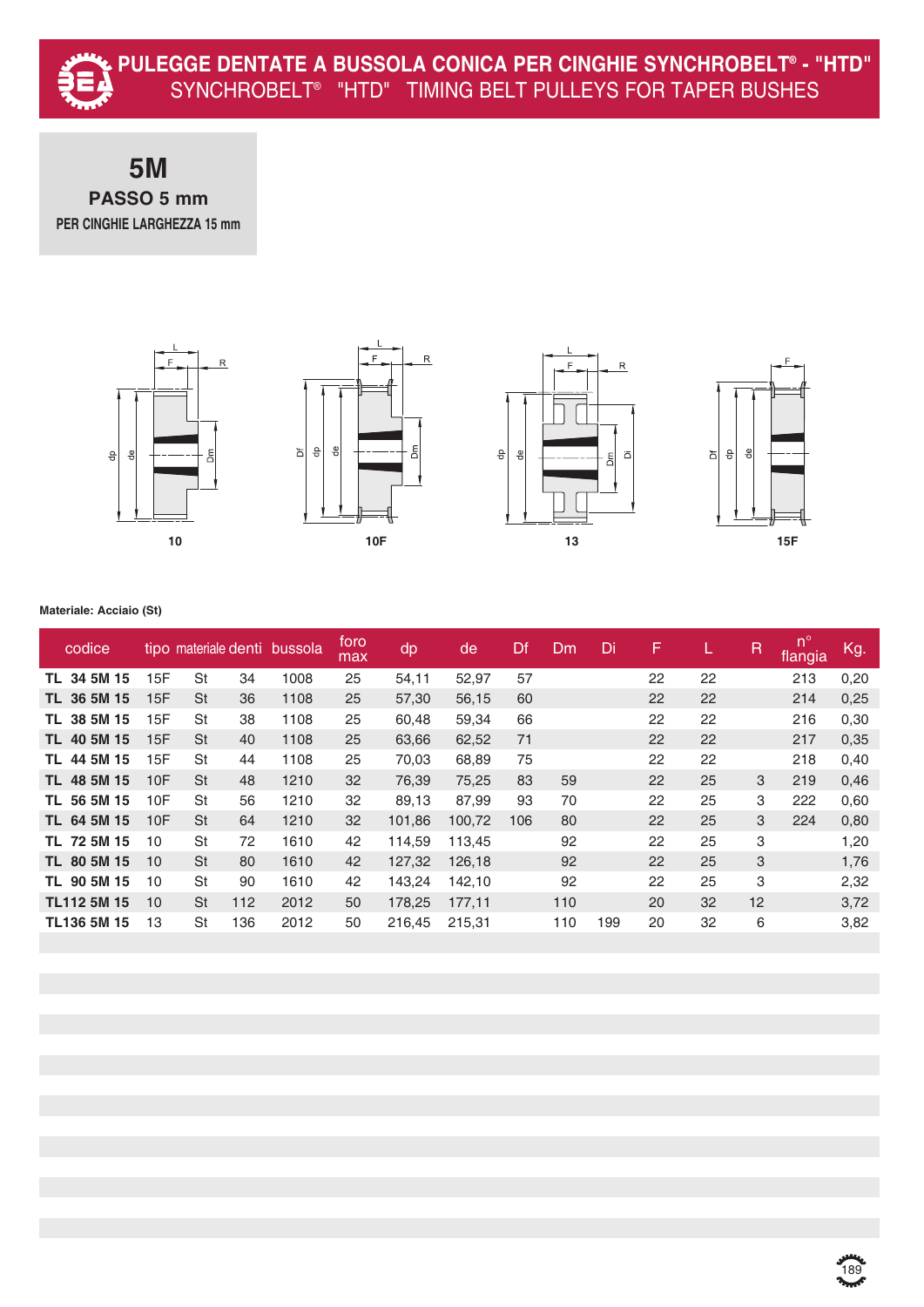# PULEGGE DENTATE A BUSSOLA CONICA PER CINGHIE SYNCHROBELT® - "HTD"

## SYNCHROBELT® "HTD" TIMING BELT PULLEYS FOR TAPER BUSHES

**5M**

**PASSO 5 mm**

**PER CINGHIE LARGHEZZA 15 mm**

10 10F 13 15F

**Materiale: Acciaio (St)**

| codice | tipo | materiale | denti | bussola | foro max | dp | de | Df | Dm | Di | F | L | R | n° flangia | Kg. |
|---|---|---|---|---|---|---|---|---|---|---|---|---|---|---|---|
| TL 34 5M 15 | 15F | St | 34 | 1008 | 25 | 54,11 | 52,97 | 57 | | | 22 | 22 | | 213 | 0,20 |
| TL 36 5M 15 | 15F | St | 36 | 1108 | 25 | 57,30 | 56,15 | 60 | | | 22 | 22 | | 214 | 0,25 |
| TL 38 5M 15 | 15F | St | 38 | 1108 | 25 | 60,48 | 59,34 | 66 | | | 22 | 22 | | 216 | 0,30 |
| TL 40 5M 15 | 15F | St | 40 | 1108 | 25 | 63,66 | 62,52 | 71 | | | 22 | 22 | | 217 | 0,35 |
| TL 44 5M 15 | 15F | St | 44 | 1108 | 25 | 70,03 | 68,89 | 75 | | | 22 | 22 | | 218 | 0,40 |
| TL 48 5M 15 | 10F | St | 48 | 1210 | 32 | 76,39 | 75,25 | 83 | 59 | | 22 | 25 | 3 | 219 | 0,46 |
| TL 56 5M 15 | 10F | St | 56 | 1210 | 32 | 89,13 | 87,99 | 93 | 70 | | 22 | 25 | 3 | 222 | 0,60 |
| TL 64 5M 15 | 10F | St | 64 | 1210 | 32 | 101,86 | 100,72 | 106 | 80 | | 22 | 25 | 3 | 224 | 0,80 |
| TL 72 5M 15 | 10 | St | 72 | 1610 | 42 | 114,59 | 113,45 | | 92 | | 22 | 25 | 3 | | 1,20 |
| TL 80 5M 15 | 10 | St | 80 | 1610 | 42 | 127,32 | 126,18 | | 92 | | 22 | 25 | 3 | | 1,76 |
| TL 90 5M 15 | 10 | St | 90 | 1610 | 42 | 143,24 | 142,10 | | 92 | | 22 | 25 | 3 | | 2,32 |
| TL112 5M 15 | 10 | St | 112 | 2012 | 50 | 178,25 | 177,11 | | 110 | | 20 | 32 | 12 | | 3,72 |
| TL136 5M 15 | 13 | St | 136 | 2012 | 50 | 216,45 | 215,31 | | 110 | 199 | 20 | 32 | 6 | | 3,82 |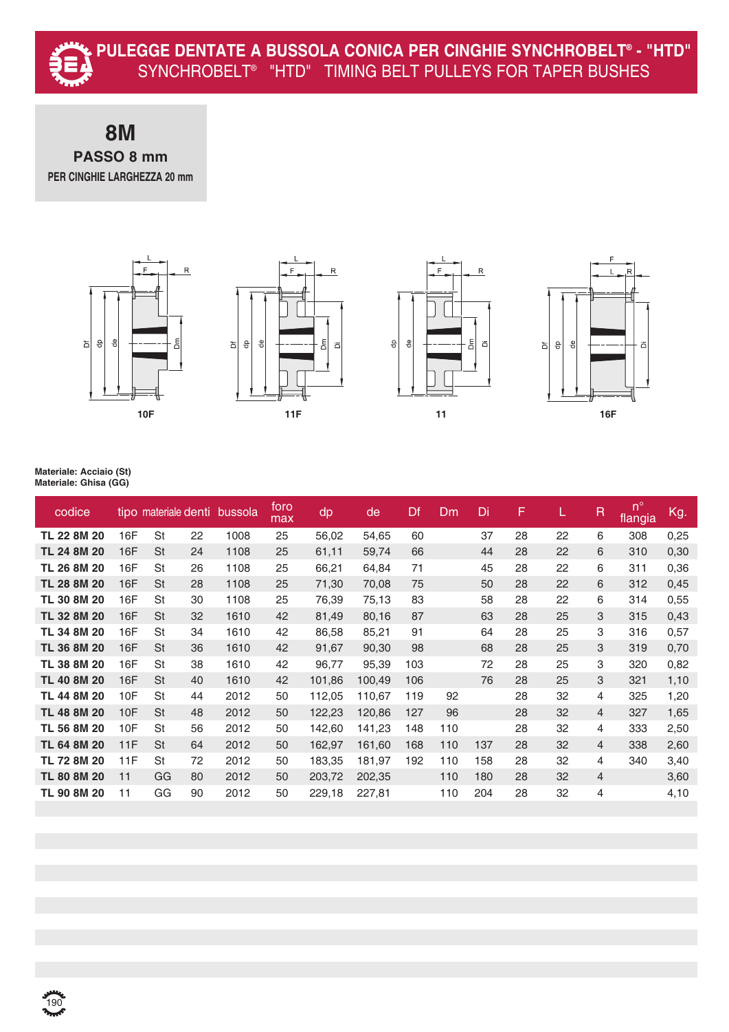# PULEGGE DENTATE A BUSSOLA CONICA PER CINGHIE SYNCHROBELT® - "HTD"

SYNCHROBELT® "HTD" TIMING BELT PULLEYS FOR TAPER BUSHES

## 8M

**PASSO 8 mm**

**PER CINGHIE LARGHEZZA 20 mm**

10F 11F 11 16F

**Materiale: Acciaio (St)**
**Materiale: Ghisa (GG)**

| codice | tipo | materiale | denti | bussola | foro max | dp | de | Df | Dm | Di | F | L | R | n° flangia | Kg. |
|---|---|---|---|---|---|---|---|---|---|---|---|---|---|---|---|
| **TL 22 8M 20** | 16F | St | 22 | 1008 | 25 | 56,02 | 54,65 | 60 | | 37 | 28 | 22 | 6 | 308 | 0,25 |
| **TL 24 8M 20** | 16F | St | 24 | 1108 | 25 | 61,11 | 59,74 | 66 | | 44 | 28 | 22 | 6 | 310 | 0,30 |
| **TL 26 8M 20** | 16F | St | 26 | 1108 | 25 | 66,21 | 64,84 | 71 | | 45 | 28 | 22 | 6 | 311 | 0,36 |
| **TL 28 8M 20** | 16F | St | 28 | 1108 | 25 | 71,30 | 70,08 | 75 | | 50 | 28 | 22 | 6 | 312 | 0,45 |
| **TL 30 8M 20** | 16F | St | 30 | 1108 | 25 | 76,39 | 75,13 | 83 | | 58 | 28 | 22 | 6 | 314 | 0,55 |
| **TL 32 8M 20** | 16F | St | 32 | 1610 | 42 | 81,49 | 80,16 | 87 | | 63 | 28 | 25 | 3 | 315 | 0,43 |
| **TL 34 8M 20** | 16F | St | 34 | 1610 | 42 | 86,58 | 85,21 | 91 | | 64 | 28 | 25 | 3 | 316 | 0,57 |
| **TL 36 8M 20** | 16F | St | 36 | 1610 | 42 | 91,67 | 90,30 | 98 | | 68 | 28 | 25 | 3 | 319 | 0,70 |
| **TL 38 8M 20** | 16F | St | 38 | 1610 | 42 | 96,77 | 95,39 | 103 | | 72 | 28 | 25 | 3 | 320 | 0,82 |
| **TL 40 8M 20** | 16F | St | 40 | 1610 | 42 | 101,86 | 100,49 | 106 | | 76 | 28 | 25 | 3 | 321 | 1,10 |
| **TL 44 8M 20** | 10F | St | 44 | 2012 | 50 | 112,05 | 110,67 | 119 | 92 | | 28 | 32 | 4 | 325 | 1,20 |
| **TL 48 8M 20** | 10F | St | 48 | 2012 | 50 | 122,23 | 120,86 | 127 | 96 | | 28 | 32 | 4 | 327 | 1,65 |
| **TL 56 8M 20** | 10F | St | 56 | 2012 | 50 | 142,60 | 141,23 | 148 | 110 | | 28 | 32 | 4 | 333 | 2,50 |
| **TL 64 8M 20** | 11F | St | 64 | 2012 | 50 | 162,97 | 161,60 | 168 | 110 | 137 | 28 | 32 | 4 | 338 | 2,60 |
| **TL 72 8M 20** | 11F | St | 72 | 2012 | 50 | 183,35 | 181,97 | 192 | 110 | 158 | 28 | 32 | 4 | 340 | 3,40 |
| **TL 80 8M 20** | 11 | GG | 80 | 2012 | 50 | 203,72 | 202,35 | | 110 | 180 | 28 | 32 | 4 | | 3,60 |
| **TL 90 8M 20** | 11 | GG | 90 | 2012 | 50 | 229,18 | 227,81 | | 110 | 204 | 28 | 32 | 4 | | 4,10 |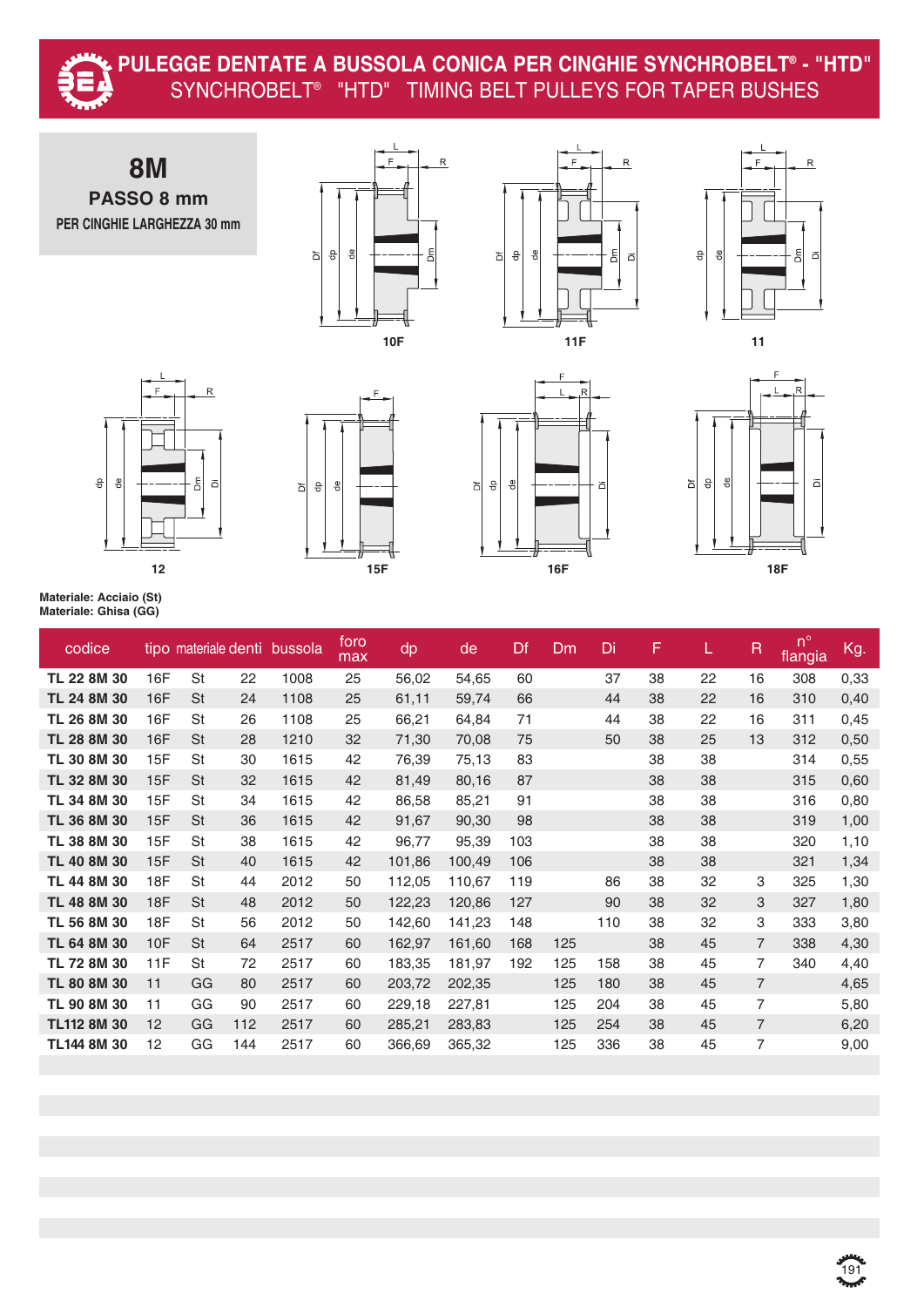# PULEGGE DENTATE A BUSSOLA CONICA PER CINGHIE SYNCHROBELT® - "HTD"

## SYNCHROBELT® "HTD" TIMING BELT PULLEYS FOR TAPER BUSHES

## 8M

**PASSO 8 mm**

**PER CINGHIE LARGHEZZA 30 mm**

**Materiale: Acciaio (St)**
**Materiale: Ghisa (GG)**

| codice | tipo | materiale | denti | bussola | foro max | dp | de | Df | Dm | Di | F | L | R | n° flangia | Kg. |
|---|---|---|---|---|---|---|---|---|---|---|---|---|---|---|---|
| **TL 22 8M 30** | 16F | St | 22 | 1008 | 25 | 56,02 | 54,65 | 60 | | 37 | 38 | 22 | 16 | 308 | 0,33 |
| **TL 24 8M 30** | 16F | St | 24 | 1108 | 25 | 61,11 | 59,74 | 66 | | 44 | 38 | 22 | 16 | 310 | 0,40 |
| **TL 26 8M 30** | 16F | St | 26 | 1108 | 25 | 66,21 | 64,84 | 71 | | 44 | 38 | 22 | 16 | 311 | 0,45 |
| **TL 28 8M 30** | 16F | St | 28 | 1210 | 32 | 71,30 | 70,08 | 75 | | 50 | 38 | 25 | 13 | 312 | 0,50 |
| **TL 30 8M 30** | 15F | St | 30 | 1615 | 42 | 76,39 | 75,13 | 83 | | | 38 | 38 | | 314 | 0,55 |
| **TL 32 8M 30** | 15F | St | 32 | 1615 | 42 | 81,49 | 80,16 | 87 | | | 38 | 38 | | 315 | 0,60 |
| **TL 34 8M 30** | 15F | St | 34 | 1615 | 42 | 86,58 | 85,21 | 91 | | | 38 | 38 | | 316 | 0,80 |
| **TL 36 8M 30** | 15F | St | 36 | 1615 | 42 | 91,67 | 90,30 | 98 | | | 38 | 38 | | 319 | 1,00 |
| **TL 38 8M 30** | 15F | St | 38 | 1615 | 42 | 96,77 | 95,39 | 103 | | | 38 | 38 | | 320 | 1,10 |
| **TL 40 8M 30** | 15F | St | 40 | 1615 | 42 | 101,86 | 100,49 | 106 | | | 38 | 38 | | 321 | 1,34 |
| **TL 44 8M 30** | 18F | St | 44 | 2012 | 50 | 112,05 | 110,67 | 119 | | 86 | 38 | 32 | 3 | 325 | 1,30 |
| **TL 48 8M 30** | 18F | St | 48 | 2012 | 50 | 122,23 | 120,86 | 127 | | 90 | 38 | 32 | 3 | 327 | 1,80 |
| **TL 56 8M 30** | 18F | St | 56 | 2012 | 50 | 142,60 | 141,23 | 148 | | 110 | 38 | 32 | 3 | 333 | 3,80 |
| **TL 64 8M 30** | 10F | St | 64 | 2517 | 60 | 162,97 | 161,60 | 168 | 125 | | 38 | 45 | 7 | 338 | 4,30 |
| **TL 72 8M 30** | 11F | St | 72 | 2517 | 60 | 183,35 | 181,97 | 192 | 125 | 158 | 38 | 45 | 7 | 340 | 4,40 |
| **TL 80 8M 30** | 11 | GG | 80 | 2517 | 60 | 203,72 | 202,35 | | 125 | 180 | 38 | 45 | 7 | | 4,65 |
| **TL 90 8M 30** | 11 | GG | 90 | 2517 | 60 | 229,18 | 227,81 | | 125 | 204 | 38 | 45 | 7 | | 5,80 |
| **TL112 8M 30** | 12 | GG | 112 | 2517 | 60 | 285,21 | 283,83 | | 125 | 254 | 38 | 45 | 7 | | 6,20 |
| **TL144 8M 30** | 12 | GG | 144 | 2517 | 60 | 366,69 | 365,32 | | 125 | 336 | 38 | 45 | 7 | | 9,00 |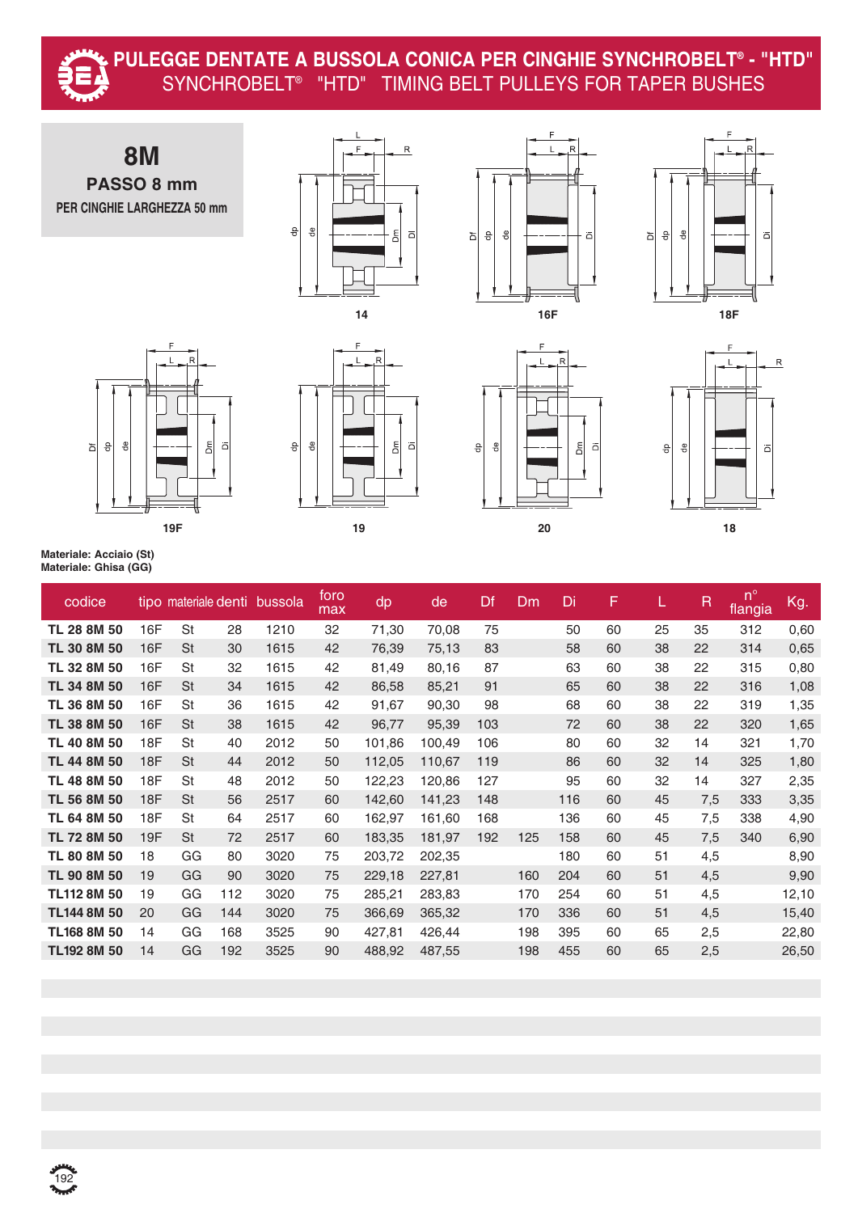# PULEGGE DENTATE A BUSSOLA CONICA PER CINGHIE SYNCHROBELT® - "HTD"

## SYNCHROBELT® "HTD" TIMING BELT PULLEYS FOR TAPER BUSHES

## 8M

**PASSO 8 mm**

**PER CINGHIE LARGHEZZA 50 mm**

**Materiale: Acciaio (St)**
**Materiale: Ghisa (GG)**

| codice | tipo | materiale | denti | bussola | foro max | dp | de | Df | Dm | Di | F | L | R | n° flangia | Kg. |
|---|---|---|---|---|---|---|---|---|---|---|---|---|---|---|---|
| **TL 28 8M 50** | 16F | St | 28 | 1210 | 32 | 71,30 | 70,08 | 75 | | 50 | 60 | 25 | 35 | 312 | 0,60 |
| **TL 30 8M 50** | 16F | St | 30 | 1615 | 42 | 76,39 | 75,13 | 83 | | 58 | 60 | 38 | 22 | 314 | 0,65 |
| **TL 32 8M 50** | 16F | St | 32 | 1615 | 42 | 81,49 | 80,16 | 87 | | 63 | 60 | 38 | 22 | 315 | 0,80 |
| **TL 34 8M 50** | 16F | St | 34 | 1615 | 42 | 86,58 | 85,21 | 91 | | 65 | 60 | 38 | 22 | 316 | 1,08 |
| **TL 36 8M 50** | 16F | St | 36 | 1615 | 42 | 91,67 | 90,30 | 98 | | 68 | 60 | 38 | 22 | 319 | 1,35 |
| **TL 38 8M 50** | 16F | St | 38 | 1615 | 42 | 96,77 | 95,39 | 103 | | 72 | 60 | 38 | 22 | 320 | 1,65 |
| **TL 40 8M 50** | 18F | St | 40 | 2012 | 50 | 101,86 | 100,49 | 106 | | 80 | 60 | 32 | 14 | 321 | 1,70 |
| **TL 44 8M 50** | 18F | St | 44 | 2012 | 50 | 112,05 | 110,67 | 119 | | 86 | 60 | 32 | 14 | 325 | 1,80 |
| **TL 48 8M 50** | 18F | St | 48 | 2012 | 50 | 122,23 | 120,86 | 127 | | 95 | 60 | 32 | 14 | 327 | 2,35 |
| **TL 56 8M 50** | 18F | St | 56 | 2517 | 60 | 142,60 | 141,23 | 148 | | 116 | 60 | 45 | 7,5 | 333 | 3,35 |
| **TL 64 8M 50** | 18F | St | 64 | 2517 | 60 | 162,97 | 161,60 | 168 | | 136 | 60 | 45 | 7,5 | 338 | 4,90 |
| **TL 72 8M 50** | 19F | St | 72 | 2517 | 60 | 183,35 | 181,97 | 192 | 125 | 158 | 60 | 45 | 7,5 | 340 | 6,90 |
| **TL 80 8M 50** | 18 | GG | 80 | 3020 | 75 | 203,72 | 202,35 | | | 180 | 60 | 51 | 4,5 | | 8,90 |
| **TL 90 8M 50** | 19 | GG | 90 | 3020 | 75 | 229,18 | 227,81 | | 160 | 204 | 60 | 51 | 4,5 | | 9,90 |
| **TL112 8M 50** | 19 | GG | 112 | 3020 | 75 | 285,21 | 283,83 | | 170 | 254 | 60 | 51 | 4,5 | | 12,10 |
| **TL144 8M 50** | 20 | GG | 144 | 3020 | 75 | 366,69 | 365,32 | | 170 | 336 | 60 | 51 | 4,5 | | 15,40 |
| **TL168 8M 50** | 14 | GG | 168 | 3525 | 90 | 427,81 | 426,44 | | 198 | 395 | 60 | 65 | 2,5 | | 22,80 |
| **TL192 8M 50** | 14 | GG | 192 | 3525 | 90 | 488,92 | 487,55 | | 198 | 455 | 60 | 65 | 2,5 | | 26,50 |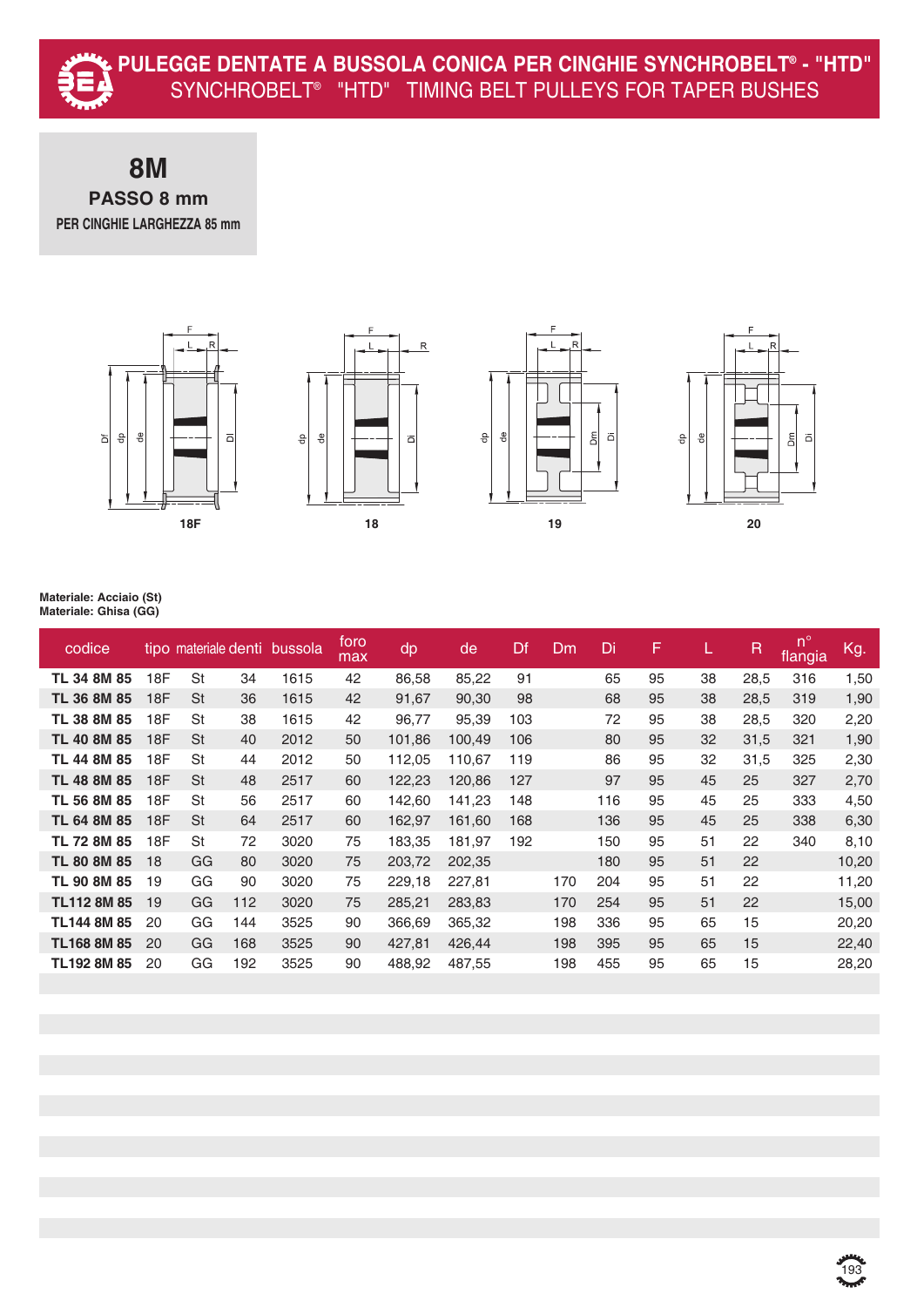# PULEGGE DENTATE A BUSSOLA CONICA PER CINGHIE SYNCHROBELT® - "HTD"

SYNCHROBELT® "HTD" TIMING BELT PULLEYS FOR TAPER BUSHES

## 8M

**PASSO 8 mm**

**PER CINGHIE LARGHEZZA 85 mm**

18F 18 19 20

**Materiale: Acciaio (St)**
**Materiale: Ghisa (GG)**

| codice | tipo | materiale | denti | bussola | foro max | dp | de | Df | Dm | Di | F | L | R | n° flangia | Kg. |
|---|---|---|---|---|---|---|---|---|---|---|---|---|---|---|---|
| **TL 34 8M 85** | 18F | St | 34 | 1615 | 42 | 86,58 | 85,22 | 91 | | 65 | 95 | 38 | 28,5 | 316 | 1,50 |
| **TL 36 8M 85** | 18F | St | 36 | 1615 | 42 | 91,67 | 90,30 | 98 | | 68 | 95 | 38 | 28,5 | 319 | 1,90 |
| **TL 38 8M 85** | 18F | St | 38 | 1615 | 42 | 96,77 | 95,39 | 103 | | 72 | 95 | 38 | 28,5 | 320 | 2,20 |
| **TL 40 8M 85** | 18F | St | 40 | 2012 | 50 | 101,86 | 100,49 | 106 | | 80 | 95 | 32 | 31,5 | 321 | 1,90 |
| **TL 44 8M 85** | 18F | St | 44 | 2012 | 50 | 112,05 | 110,67 | 119 | | 86 | 95 | 32 | 31,5 | 325 | 2,30 |
| **TL 48 8M 85** | 18F | St | 48 | 2517 | 60 | 122,23 | 120,86 | 127 | | 97 | 95 | 45 | 25 | 327 | 2,70 |
| **TL 56 8M 85** | 18F | St | 56 | 2517 | 60 | 142,60 | 141,23 | 148 | | 116 | 95 | 45 | 25 | 333 | 4,50 |
| **TL 64 8M 85** | 18F | St | 64 | 2517 | 60 | 162,97 | 161,60 | 168 | | 136 | 95 | 45 | 25 | 338 | 6,30 |
| **TL 72 8M 85** | 18F | St | 72 | 3020 | 75 | 183,35 | 181,97 | 192 | | 150 | 95 | 51 | 22 | 340 | 8,10 |
| **TL 80 8M 85** | 18 | GG | 80 | 3020 | 75 | 203,72 | 202,35 | | | 180 | 95 | 51 | 22 | | 10,20 |
| **TL 90 8M 85** | 19 | GG | 90 | 3020 | 75 | 229,18 | 227,81 | | 170 | 204 | 95 | 51 | 22 | | 11,20 |
| **TL112 8M 85** | 19 | GG | 112 | 3020 | 75 | 285,21 | 283,83 | | 170 | 254 | 95 | 51 | 22 | | 15,00 |
| **TL144 8M 85** | 20 | GG | 144 | 3525 | 90 | 366,69 | 365,32 | | 198 | 336 | 95 | 65 | 15 | | 20,20 |
| **TL168 8M 85** | 20 | GG | 168 | 3525 | 90 | 427,81 | 426,44 | | 198 | 395 | 95 | 65 | 15 | | 22,40 |
| **TL192 8M 85** | 20 | GG | 192 | 3525 | 90 | 488,92 | 487,55 | | 198 | 455 | 95 | 65 | 15 | | 28,20 |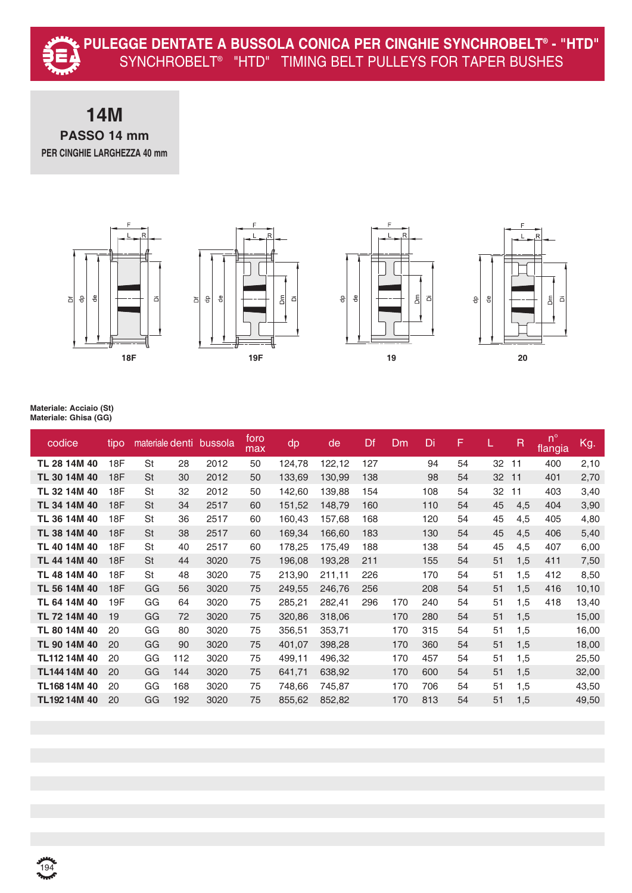# PULEGGE DENTATE A BUSSOLA CONICA PER CINGHIE SYNCHROBELT® - "HTD"

## SYNCHROBELT® "HTD" TIMING BELT PULLEYS FOR TAPER BUSHES

**14M**

**PASSO 14 mm**

**PER CINGHIE LARGHEZZA 40 mm**

18F 19F 19 20

**Materiale: Acciaio (St)**
**Materiale: Ghisa (GG)**

| codice | tipo | materiale | denti | bussola | foro max | dp | de | Df | Dm | Di | F | L | R | n° flangia | Kg. |
|---|---|---|---|---|---|---|---|---|---|---|---|---|---|---|---|
| **TL 28 14M 40** | 18F | St | 28 | 2012 | 50 | 124,78 | 122,12 | 127 | | 94 | 54 | 32 | 11 | 400 | 2,10 |
| **TL 30 14M 40** | 18F | St | 30 | 2012 | 50 | 133,69 | 130,99 | 138 | | 98 | 54 | 32 | 11 | 401 | 2,70 |
| **TL 32 14M 40** | 18F | St | 32 | 2012 | 50 | 142,60 | 139,88 | 154 | | 108 | 54 | 32 | 11 | 403 | 3,40 |
| **TL 34 14M 40** | 18F | St | 34 | 2517 | 60 | 151,52 | 148,79 | 160 | | 110 | 54 | 45 | 4,5 | 404 | 3,90 |
| **TL 36 14M 40** | 18F | St | 36 | 2517 | 60 | 160,43 | 157,68 | 168 | | 120 | 54 | 45 | 4,5 | 405 | 4,80 |
| **TL 38 14M 40** | 18F | St | 38 | 2517 | 60 | 169,34 | 166,60 | 183 | | 130 | 54 | 45 | 4,5 | 406 | 5,40 |
| **TL 40 14M 40** | 18F | St | 40 | 2517 | 60 | 178,25 | 175,49 | 188 | | 138 | 54 | 45 | 4,5 | 407 | 6,00 |
| **TL 44 14M 40** | 18F | St | 44 | 3020 | 75 | 196,08 | 193,28 | 211 | | 155 | 54 | 51 | 1,5 | 411 | 7,50 |
| **TL 48 14M 40** | 18F | St | 48 | 3020 | 75 | 213,90 | 211,11 | 226 | | 170 | 54 | 51 | 1,5 | 412 | 8,50 |
| **TL 56 14M 40** | 18F | GG | 56 | 3020 | 75 | 249,55 | 246,76 | 256 | | 208 | 54 | 51 | 1,5 | 416 | 10,10 |
| **TL 64 14M 40** | 19F | GG | 64 | 3020 | 75 | 285,21 | 282,41 | 296 | 170 | 240 | 54 | 51 | 1,5 | 418 | 13,40 |
| **TL 72 14M 40** | 19 | GG | 72 | 3020 | 75 | 320,86 | 318,06 | | 170 | 280 | 54 | 51 | 1,5 | | 15,00 |
| **TL 80 14M 40** | 20 | GG | 80 | 3020 | 75 | 356,51 | 353,71 | | 170 | 315 | 54 | 51 | 1,5 | | 16,00 |
| **TL 90 14M 40** | 20 | GG | 90 | 3020 | 75 | 401,07 | 398,28 | | 170 | 360 | 54 | 51 | 1,5 | | 18,00 |
| **TL112 14M 40** | 20 | GG | 112 | 3020 | 75 | 499,11 | 496,32 | | 170 | 457 | 54 | 51 | 1,5 | | 25,50 |
| **TL144 14M 40** | 20 | GG | 144 | 3020 | 75 | 641,71 | 638,92 | | 170 | 600 | 54 | 51 | 1,5 | | 32,00 |
| **TL168 14M 40** | 20 | GG | 168 | 3020 | 75 | 748,66 | 745,87 | | 170 | 706 | 54 | 51 | 1,5 | | 43,50 |
| **TL192 14M 40** | 20 | GG | 192 | 3020 | 75 | 855,62 | 852,82 | | 170 | 813 | 54 | 51 | 1,5 | | 49,50 |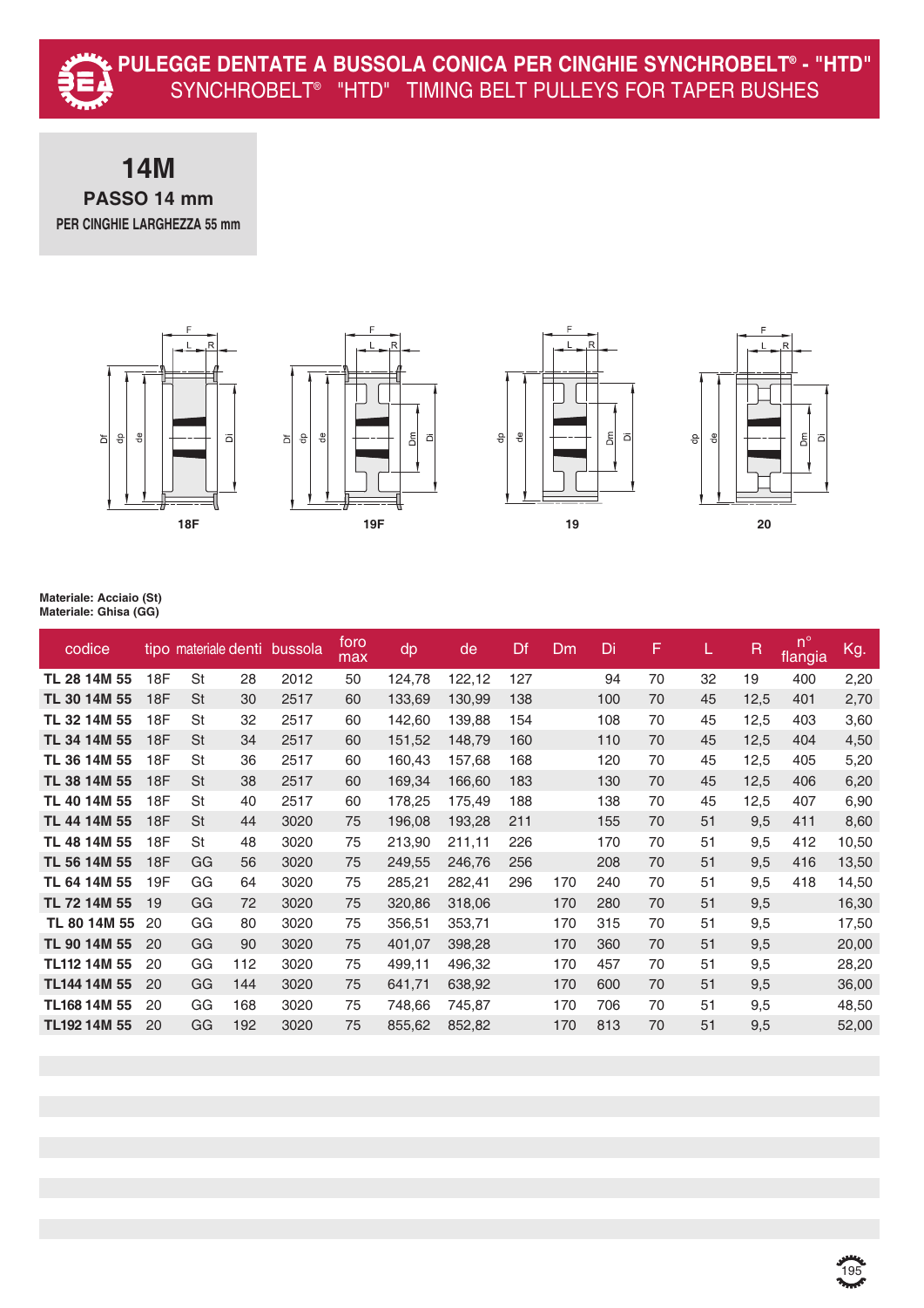# PULEGGE DENTATE A BUSSOLA CONICA PER CINGHIE SYNCHROBELT® - "HTD"

SYNCHROBELT® "HTD" TIMING BELT PULLEYS FOR TAPER BUSHES

## 14M

**PASSO 14 mm**

**PER CINGHIE LARGHEZZA 55 mm**

18F 19F 19 20

**Materiale: Acciaio (St)**
**Materiale: Ghisa (GG)**

| codice | tipo | materiale | denti | bussola | foro max | dp | de | Df | Dm | Di | F | L | R | n° flangia | Kg. |
|---|---|---|---|---|---|---|---|---|---|---|---|---|---|---|---|
| **TL 28 14M 55** | 18F | St | 28 | 2012 | 50 | 124,78 | 122,12 | 127 | | 94 | 70 | 32 | 19 | 400 | 2,20 |
| **TL 30 14M 55** | 18F | St | 30 | 2517 | 60 | 133,69 | 130,99 | 138 | | 100 | 70 | 45 | 12,5 | 401 | 2,70 |
| **TL 32 14M 55** | 18F | St | 32 | 2517 | 60 | 142,60 | 139,88 | 154 | | 108 | 70 | 45 | 12,5 | 403 | 3,60 |
| **TL 34 14M 55** | 18F | St | 34 | 2517 | 60 | 151,52 | 148,79 | 160 | | 110 | 70 | 45 | 12,5 | 404 | 4,50 |
| **TL 36 14M 55** | 18F | St | 36 | 2517 | 60 | 160,43 | 157,68 | 168 | | 120 | 70 | 45 | 12,5 | 405 | 5,20 |
| **TL 38 14M 55** | 18F | St | 38 | 2517 | 60 | 169,34 | 166,60 | 183 | | 130 | 70 | 45 | 12,5 | 406 | 6,20 |
| **TL 40 14M 55** | 18F | St | 40 | 2517 | 60 | 178,25 | 175,49 | 188 | | 138 | 70 | 45 | 12,5 | 407 | 6,90 |
| **TL 44 14M 55** | 18F | St | 44 | 3020 | 75 | 196,08 | 193,28 | 211 | | 155 | 70 | 51 | 9,5 | 411 | 8,60 |
| **TL 48 14M 55** | 18F | St | 48 | 3020 | 75 | 213,90 | 211,11 | 226 | | 170 | 70 | 51 | 9,5 | 412 | 10,50 |
| **TL 56 14M 55** | 18F | GG | 56 | 3020 | 75 | 249,55 | 246,76 | 256 | | 208 | 70 | 51 | 9,5 | 416 | 13,50 |
| **TL 64 14M 55** | 19F | GG | 64 | 3020 | 75 | 285,21 | 282,41 | 296 | 170 | 240 | 70 | 51 | 9,5 | 418 | 14,50 |
| **TL 72 14M 55** | 19 | GG | 72 | 3020 | 75 | 320,86 | 318,06 | | 170 | 280 | 70 | 51 | 9,5 | | 16,30 |
| **TL 80 14M 55** | 20 | GG | 80 | 3020 | 75 | 356,51 | 353,71 | | 170 | 315 | 70 | 51 | 9,5 | | 17,50 |
| **TL 90 14M 55** | 20 | GG | 90 | 3020 | 75 | 401,07 | 398,28 | | 170 | 360 | 70 | 51 | 9,5 | | 20,00 |
| **TL112 14M 55** | 20 | GG | 112 | 3020 | 75 | 499,11 | 496,32 | | 170 | 457 | 70 | 51 | 9,5 | | 28,20 |
| **TL144 14M 55** | 20 | GG | 144 | 3020 | 75 | 641,71 | 638,92 | | 170 | 600 | 70 | 51 | 9,5 | | 36,00 |
| **TL168 14M 55** | 20 | GG | 168 | 3020 | 75 | 748,66 | 745,87 | | 170 | 706 | 70 | 51 | 9,5 | | 48,50 |
| **TL192 14M 55** | 20 | GG | 192 | 3020 | 75 | 855,62 | 852,82 | | 170 | 813 | 70 | 51 | 9,5 | | 52,00 |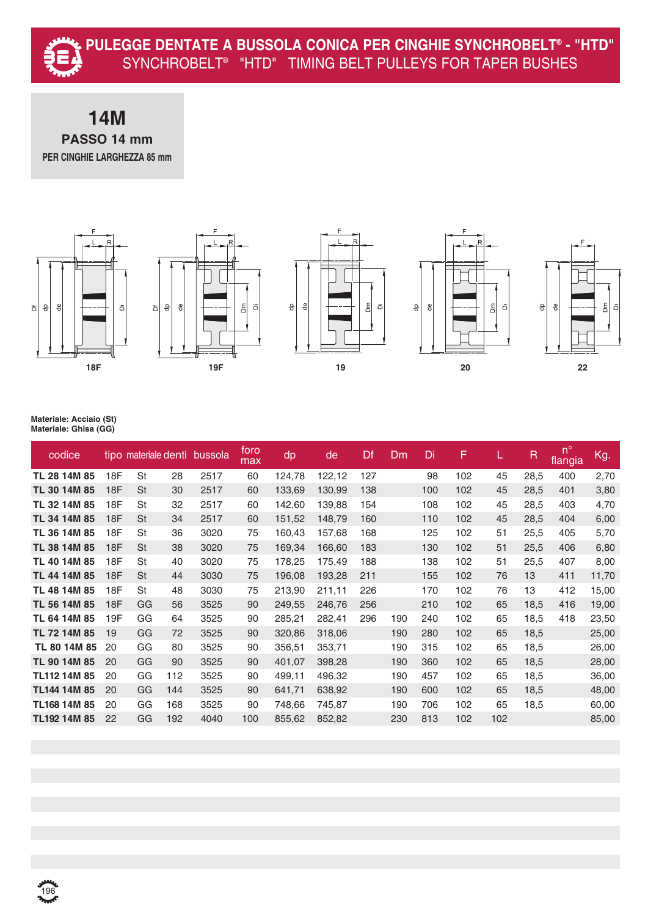# PULEGGE DENTATE A BUSSOLA CONICA PER CINGHIE SYNCHROBELT® - "HTD"

SYNCHROBELT® "HTD" TIMING BELT PULLEYS FOR TAPER BUSHES

## 14M

**PASSO 14 mm**

**PER CINGHIE LARGHEZZA 85 mm**

18F 19F 19 20 22

**Materiale: Acciaio (St)**
**Materiale: Ghisa (GG)**

| codice | tipo | materiale | denti | bussola | foro max | dp | de | Df | Dm | Di | F | L | R | n° flangia | Kg. |
|---|---|---|---|---|---|---|---|---|---|---|---|---|---|---|---|
| TL 28 14M 85 | 18F | St | 28 | 2517 | 60 | 124,78 | 122,12 | 127 | | 98 | 102 | 45 | 28,5 | 400 | 2,70 |
| TL 30 14M 85 | 18F | St | 30 | 2517 | 60 | 133,69 | 130,99 | 138 | | 100 | 102 | 45 | 28,5 | 401 | 3,80 |
| TL 32 14M 85 | 18F | St | 32 | 2517 | 60 | 142,60 | 139,88 | 154 | | 108 | 102 | 45 | 28,5 | 403 | 4,70 |
| TL 34 14M 85 | 18F | St | 34 | 2517 | 60 | 151,52 | 148,79 | 160 | | 110 | 102 | 45 | 28,5 | 404 | 6,00 |
| TL 36 14M 85 | 18F | St | 36 | 3020 | 75 | 160,43 | 157,68 | 168 | | 125 | 102 | 51 | 25,5 | 405 | 5,70 |
| TL 38 14M 85 | 18F | St | 38 | 3020 | 75 | 169,34 | 166,60 | 183 | | 130 | 102 | 51 | 25,5 | 406 | 6,80 |
| TL 40 14M 85 | 18F | St | 40 | 3020 | 75 | 178,25 | 175,49 | 188 | | 138 | 102 | 51 | 25,5 | 407 | 8,00 |
| TL 44 14M 85 | 18F | St | 44 | 3030 | 75 | 196,08 | 193,28 | 211 | | 155 | 102 | 76 | 13 | 411 | 11,70 |
| TL 48 14M 85 | 18F | St | 48 | 3030 | 75 | 213,90 | 211,11 | 226 | | 170 | 102 | 76 | 13 | 412 | 15,00 |
| TL 56 14M 85 | 18F | GG | 56 | 3525 | 90 | 249,55 | 246,76 | 256 | | 210 | 102 | 65 | 18,5 | 416 | 19,00 |
| TL 64 14M 85 | 19F | GG | 64 | 3525 | 90 | 285,21 | 282,41 | 296 | 190 | 240 | 102 | 65 | 18,5 | 418 | 23,50 |
| TL 72 14M 85 | 19 | GG | 72 | 3525 | 90 | 320,86 | 318,06 | | 190 | 280 | 102 | 65 | 18,5 | | 25,00 |
| TL 80 14M 85 | 20 | GG | 80 | 3525 | 90 | 356,51 | 353,71 | | 190 | 315 | 102 | 65 | 18,5 | | 26,00 |
| TL 90 14M 85 | 20 | GG | 90 | 3525 | 90 | 401,07 | 398,28 | | 190 | 360 | 102 | 65 | 18,5 | | 28,00 |
| TL112 14M 85 | 20 | GG | 112 | 3525 | 90 | 499,11 | 496,32 | | 190 | 457 | 102 | 65 | 18,5 | | 36,00 |
| TL144 14M 85 | 20 | GG | 144 | 3525 | 90 | 641,71 | 638,92 | | 190 | 600 | 102 | 65 | 18,5 | | 48,00 |
| TL168 14M 85 | 20 | GG | 168 | 3525 | 90 | 748,66 | 745,87 | | 190 | 706 | 102 | 65 | 18,5 | | 60,00 |
| TL192 14M 85 | 22 | GG | 192 | 4040 | 100 | 855,62 | 852,82 | | 230 | 813 | 102 | 102 | | | 85,00 |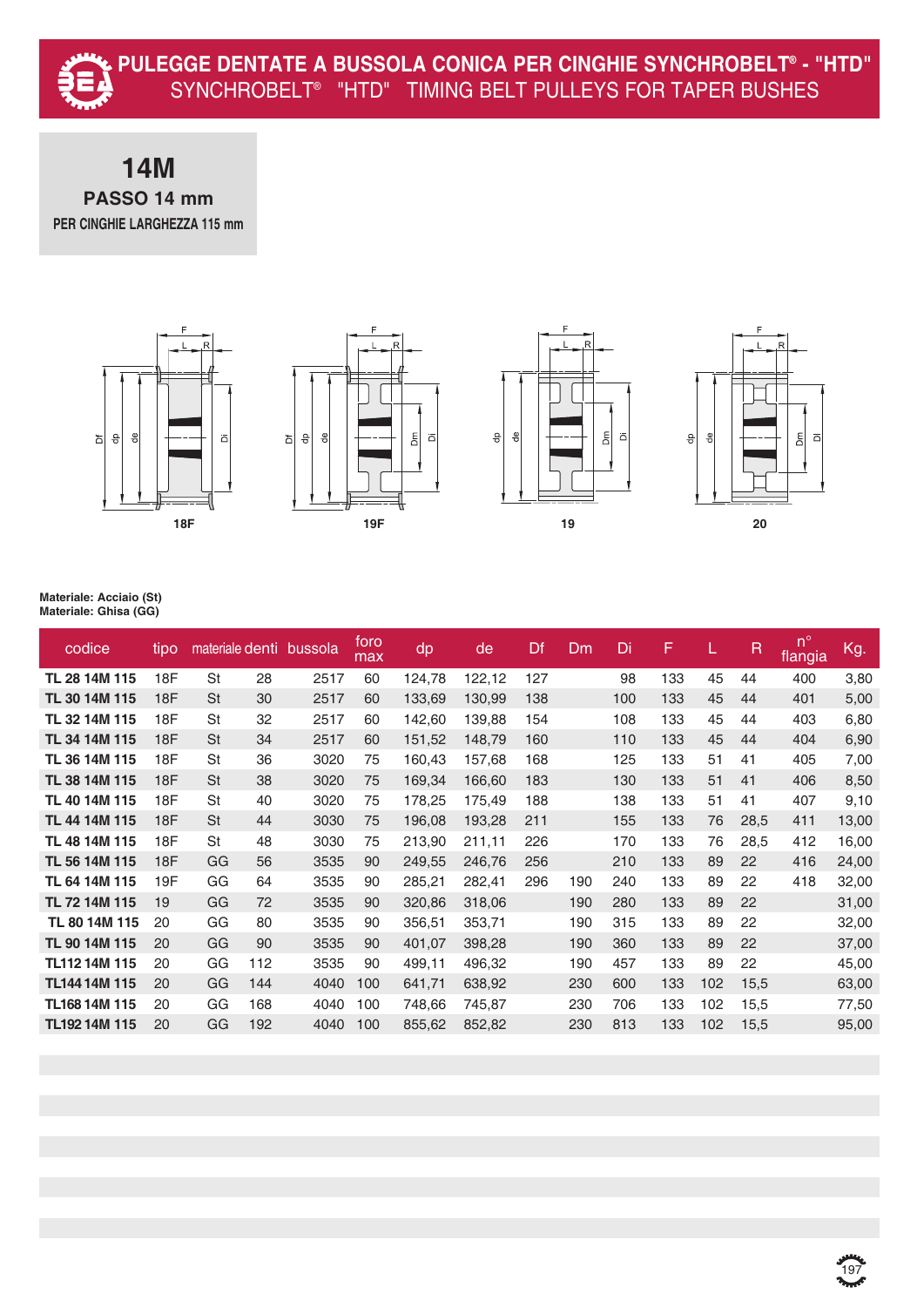# PULEGGE DENTATE A BUSSOLA CONICA PER CINGHIE SYNCHROBELT® - "HTD"

## SYNCHROBELT® "HTD" TIMING BELT PULLEYS FOR TAPER BUSHES

**14M**

**PASSO 14 mm**

**PER CINGHIE LARGHEZZA 115 mm**

18F 19F 19 20

**Materiale: Acciaio (St)**
**Materiale: Ghisa (GG)**

| codice | tipo | materiale | denti | bussola | foro max | dp | de | Df | Dm | Di | F | L | R | n° flangia | Kg. |
|---|---|---|---|---|---|---|---|---|---|---|---|---|---|---|---|
| **TL 28 14M 115** | 18F | St | 28 | 2517 | 60 | 124,78 | 122,12 | 127 | | 98 | 133 | 45 | 44 | 400 | 3,80 |
| **TL 30 14M 115** | 18F | St | 30 | 2517 | 60 | 133,69 | 130,99 | 138 | | 100 | 133 | 45 | 44 | 401 | 5,00 |
| **TL 32 14M 115** | 18F | St | 32 | 2517 | 60 | 142,60 | 139,88 | 154 | | 108 | 133 | 45 | 44 | 403 | 6,80 |
| **TL 34 14M 115** | 18F | St | 34 | 2517 | 60 | 151,52 | 148,79 | 160 | | 110 | 133 | 45 | 44 | 404 | 6,90 |
| **TL 36 14M 115** | 18F | St | 36 | 3020 | 75 | 160,43 | 157,68 | 168 | | 125 | 133 | 51 | 41 | 405 | 7,00 |
| **TL 38 14M 115** | 18F | St | 38 | 3020 | 75 | 169,34 | 166,60 | 183 | | 130 | 133 | 51 | 41 | 406 | 8,50 |
| **TL 40 14M 115** | 18F | St | 40 | 3020 | 75 | 178,25 | 175,49 | 188 | | 138 | 133 | 51 | 41 | 407 | 9,10 |
| **TL 44 14M 115** | 18F | St | 44 | 3030 | 75 | 196,08 | 193,28 | 211 | | 155 | 133 | 76 | 28,5 | 411 | 13,00 |
| **TL 48 14M 115** | 18F | St | 48 | 3030 | 75 | 213,90 | 211,11 | 226 | | 170 | 133 | 76 | 28,5 | 412 | 16,00 |
| **TL 56 14M 115** | 18F | GG | 56 | 3535 | 90 | 249,55 | 246,76 | 256 | | 210 | 133 | 89 | 22 | 416 | 24,00 |
| **TL 64 14M 115** | 19F | GG | 64 | 3535 | 90 | 285,21 | 282,41 | 296 | 190 | 240 | 133 | 89 | 22 | 418 | 32,00 |
| **TL 72 14M 115** | 19 | GG | 72 | 3535 | 90 | 320,86 | 318,06 | | 190 | 280 | 133 | 89 | 22 | | 31,00 |
| **TL 80 14M 115** | 20 | GG | 80 | 3535 | 90 | 356,51 | 353,71 | | 190 | 315 | 133 | 89 | 22 | | 32,00 |
| **TL 90 14M 115** | 20 | GG | 90 | 3535 | 90 | 401,07 | 398,28 | | 190 | 360 | 133 | 89 | 22 | | 37,00 |
| **TL112 14M 115** | 20 | GG | 112 | 3535 | 90 | 499,11 | 496,32 | | 190 | 457 | 133 | 89 | 22 | | 45,00 |
| **TL144 14M 115** | 20 | GG | 144 | 4040 | 100 | 641,71 | 638,92 | | 230 | 600 | 133 | 102 | 15,5 | | 63,00 |
| **TL168 14M 115** | 20 | GG | 168 | 4040 | 100 | 748,66 | 745,87 | | 230 | 706 | 133 | 102 | 15,5 | | 77,50 |
| **TL192 14M 115** | 20 | GG | 192 | 4040 | 100 | 855,62 | 852,82 | | 230 | 813 | 133 | 102 | 15,5 | | 95,00 |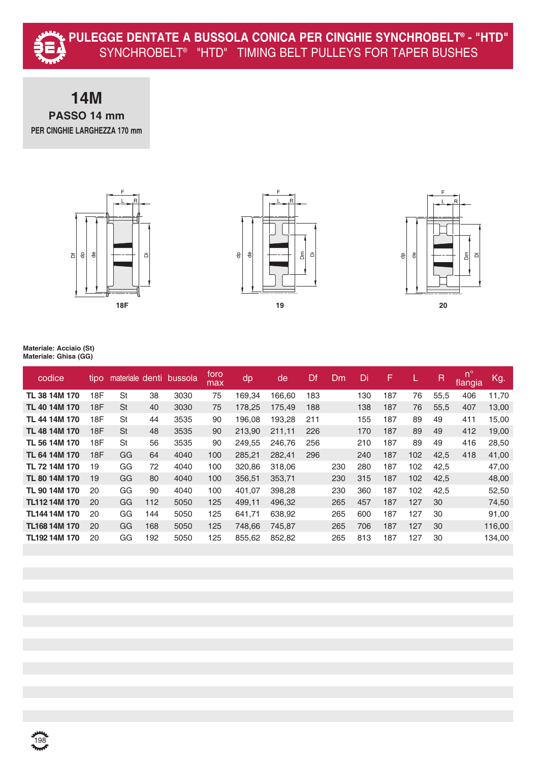# PULEGGE DENTATE A BUSSOLA CONICA PER CINGHIE SYNCHROBELT® - "HTD"

## SYNCHROBELT® "HTD" TIMING BELT PULLEYS FOR TAPER BUSHES

## 14M

**PASSO 14 mm**

**PER CINGHIE LARGHEZZA 170 mm**

F L R Df dp de Di

**18F**

F L R dp de Dm Di

**19**

F L R dp de Dm Di

**20**

**Materiale: Acciaio (St)**
**Materiale: Ghisa (GG)**

| codice | tipo | materiale | denti | bussola | foro max | dp | de | Df | Dm | Di | F | L | R | n° flangia | Kg. |
|---|---|---|---|---|---|---|---|---|---|---|---|---|---|---|---|
| **TL 38 14M 170** | 18F | St | 38 | 3030 | 75 | 169,34 | 166,60 | 183 | | 130 | 187 | 76 | 55,5 | 406 | 11,70 |
| **TL 40 14M 170** | 18F | St | 40 | 3030 | 75 | 178,25 | 175,49 | 188 | | 138 | 187 | 76 | 55,5 | 407 | 13,00 |
| **TL 44 14M 170** | 18F | St | 44 | 3535 | 90 | 196,08 | 193,28 | 211 | | 155 | 187 | 89 | 49 | 411 | 15,00 |
| **TL 48 14M 170** | 18F | St | 48 | 3535 | 90 | 213,90 | 211,11 | 226 | | 170 | 187 | 89 | 49 | 412 | 19,00 |
| **TL 56 14M 170** | 18F | St | 56 | 3535 | 90 | 249,55 | 246,76 | 256 | | 210 | 187 | 89 | 49 | 416 | 28,50 |
| **TL 64 14M 170** | 18F | GG | 64 | 4040 | 100 | 285,21 | 282,41 | 296 | | 240 | 187 | 102 | 42,5 | 418 | 41,00 |
| **TL 72 14M 170** | 19 | GG | 72 | 4040 | 100 | 320,86 | 318,06 | | 230 | 280 | 187 | 102 | 42,5 | | 47,00 |
| **TL 80 14M 170** | 19 | GG | 80 | 4040 | 100 | 356,51 | 353,71 | | 230 | 315 | 187 | 102 | 42,5 | | 48,00 |
| **TL 90 14M 170** | 20 | GG | 90 | 4040 | 100 | 401,07 | 398,28 | | 230 | 360 | 187 | 102 | 42,5 | | 52,50 |
| **TL112 14M 170** | 20 | GG | 112 | 5050 | 125 | 499,11 | 496,32 | | 265 | 457 | 187 | 127 | 30 | | 74,50 |
| **TL144 14M 170** | 20 | GG | 144 | 5050 | 125 | 641,71 | 638,92 | | 265 | 600 | 187 | 127 | 30 | | 91,00 |
| **TL168 14M 170** | 20 | GG | 168 | 5050 | 125 | 748,66 | 745,87 | | 265 | 706 | 187 | 127 | 30 | | 116,00 |
| **TL192 14M 170** | 20 | GG | 192 | 5050 | 125 | 855,62 | 852,82 | | 265 | 813 | 187 | 127 | 30 | | 134,00 |